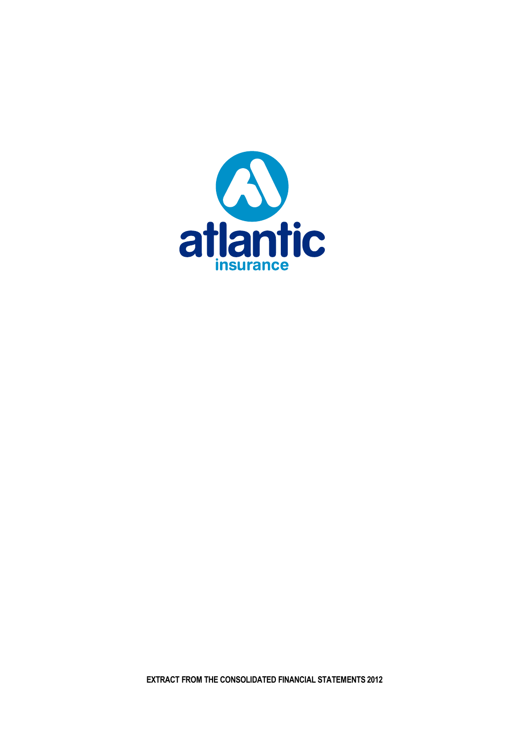atlantic

insurance

**EXTRACT FROM THE CONSOLIDATED FINANCIAL STATEMENTS 2012**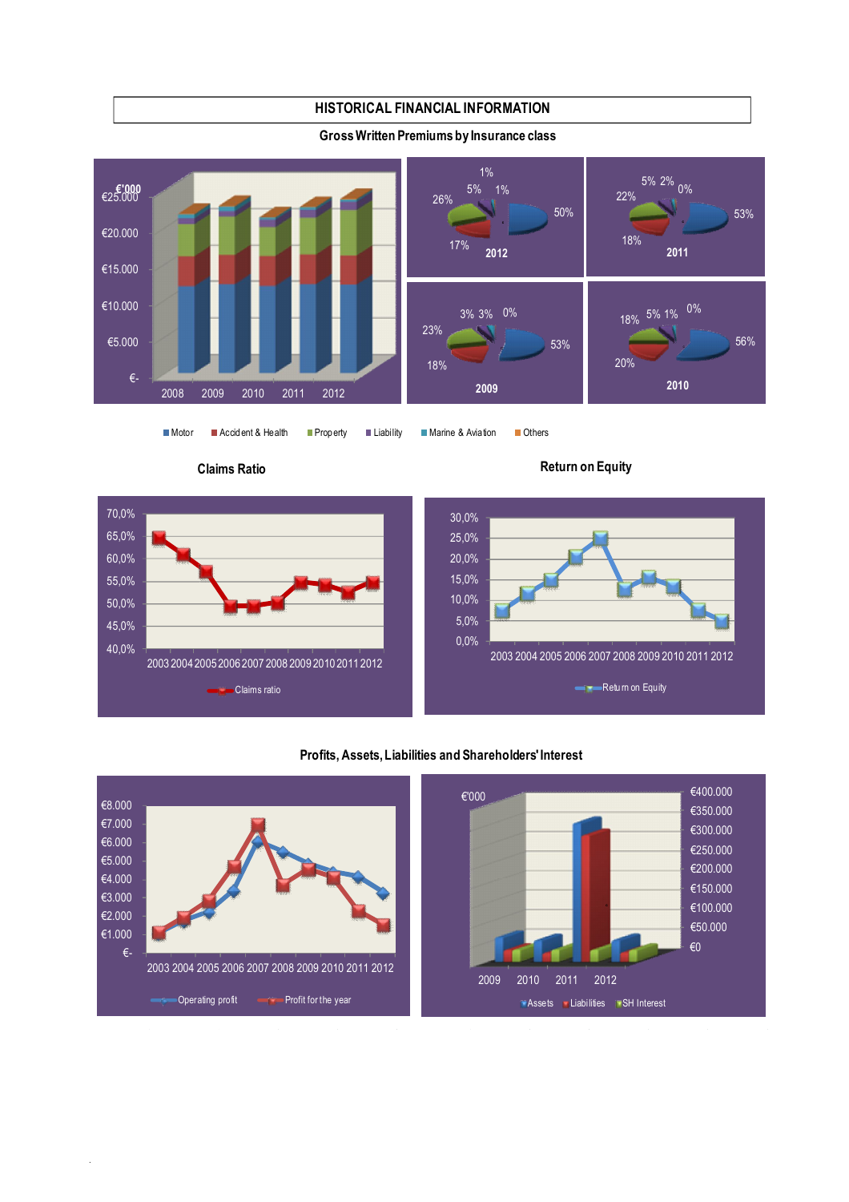# HISTORICAL FINANCIAL INFORMATION

## Gross Written Premiums by Insurance class

€'000

€25.000
€20.000
€15.000
€10.000
€5.000
€-

2008 2009 2010 2011 2012

1% 5% 1% 26% 50% 17% 2012

5% 2% 0% 22% 53% 18% 2011

3% 3% 0% 23% 53% 18% 2009

18% 5% 1% 0% 56% 20% 2010

Motor  Accident & Health  Property  Liability  Marine & Aviation  Others

## Claims Ratio

70,0%
65,0%
60,0%
55,0%
50,0%
45,0%
40,0%

2003 2004 2005 2006 2007 2008 2009 2010 2011 2012

Claims ratio

## Return on Equity

30,0%
25,0%
20,0%
15,0%
10,0%
5,0%
0,0%

2003 2004 2005 2006 2007 2008 2009 2010 2011 2012

Return on Equity

## Profits, Assets, Liabilities and Shareholders' Interest

€8.000
€7.000
€6.000
€5.000
€4.000
€3.000
€2.000
€1.000
€-

2003 2004 2005 2006 2007 2008 2009 2010 2011 2012

Operating profit  Profit for the year

€'000

€400.000
€350.000
€300.000
€250.000
€200.000
€150.000
€100.000
€50.000
€0

2009 2010 2011 2012

Assets  Liabilities  SH Interest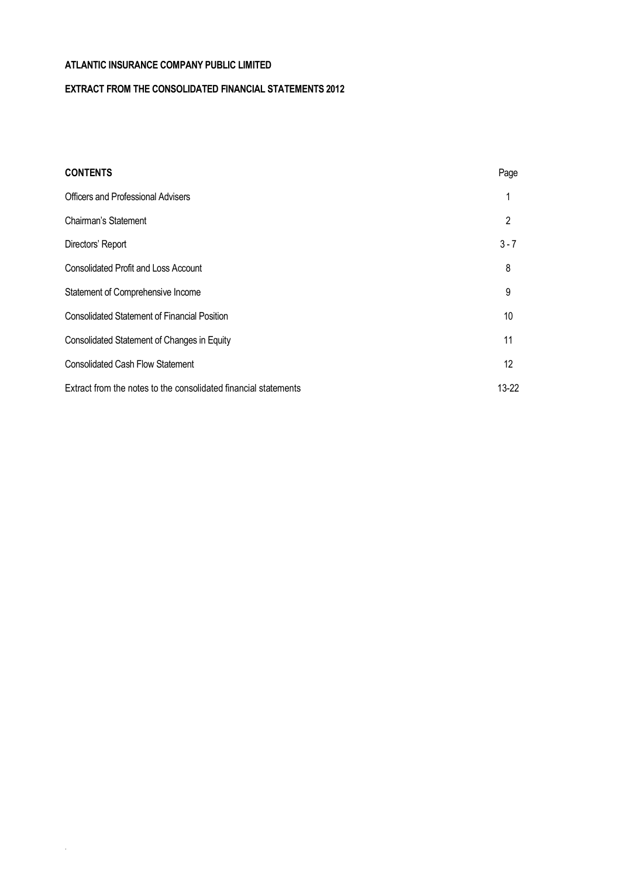**ATLANTIC INSURANCE COMPANY PUBLIC LIMITED**

**EXTRACT FROM THE CONSOLIDATED FINANCIAL STATEMENTS 2012**

| **CONTENTS** | Page |
|---|---|
| Officers and Professional Advisers | 1 |
| Chairman's Statement | 2 |
| Directors' Report | 3 - 7 |
| Consolidated Profit and Loss Account | 8 |
| Statement of Comprehensive Income | 9 |
| Consolidated Statement of Financial Position | 10 |
| Consolidated Statement of Changes in Equity | 11 |
| Consolidated Cash Flow Statement | 12 |
| Extract from the notes to the consolidated financial statements | 13-22 |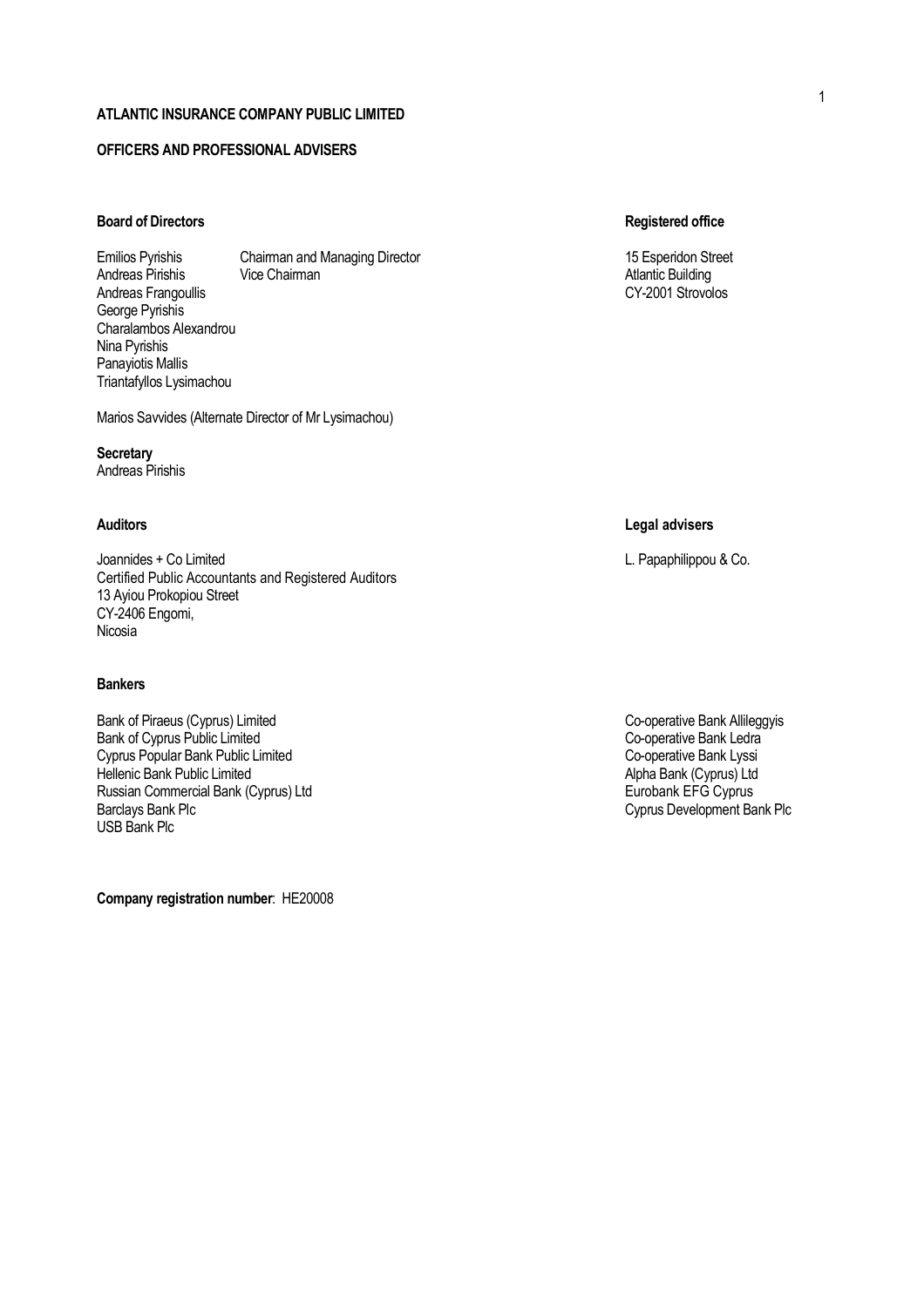**ATLANTIC INSURANCE COMPANY PUBLIC LIMITED**

**OFFICERS AND PROFESSIONAL ADVISERS**

**Board of Directors**

| | |
|---|---|
| Emilios Pyrishis | Chairman and Managing Director |
| Andreas Pirishis | Vice Chairman |
| Andreas Frangoullis | |
| George Pyrishis | |
| Charalambos Alexandrou | |
| Nina Pyrishis | |
| Panayiotis Mallis | |
| Triantafyllos Lysimachou | |

Marios Savvides (Alternate Director of Mr Lysimachou)

**Secretary**
Andreas Pirishis

**Registered office**

15 Esperidon Street
Atlantic Building
CY-2001 Strovolos

**Auditors**

Joannides + Co Limited
Certified Public Accountants and Registered Auditors
13 Ayiou Prokopiou Street
CY-2406 Engomi,
Nicosia

**Legal advisers**

L. Papaphilippou & Co.

**Bankers**

Bank of Piraeus (Cyprus) Limited
Bank of Cyprus Public Limited
Cyprus Popular Bank Public Limited
Hellenic Bank Public Limited
Russian Commercial Bank (Cyprus) Ltd
Barclays Bank Plc
USB Bank Plc
Co-operative Bank Allileggyis
Co-operative Bank Ledra
Co-operative Bank Lyssi
Alpha Bank (Cyprus) Ltd
Eurobank EFG Cyprus
Cyprus Development Bank Plc

**Company registration number**: HE20008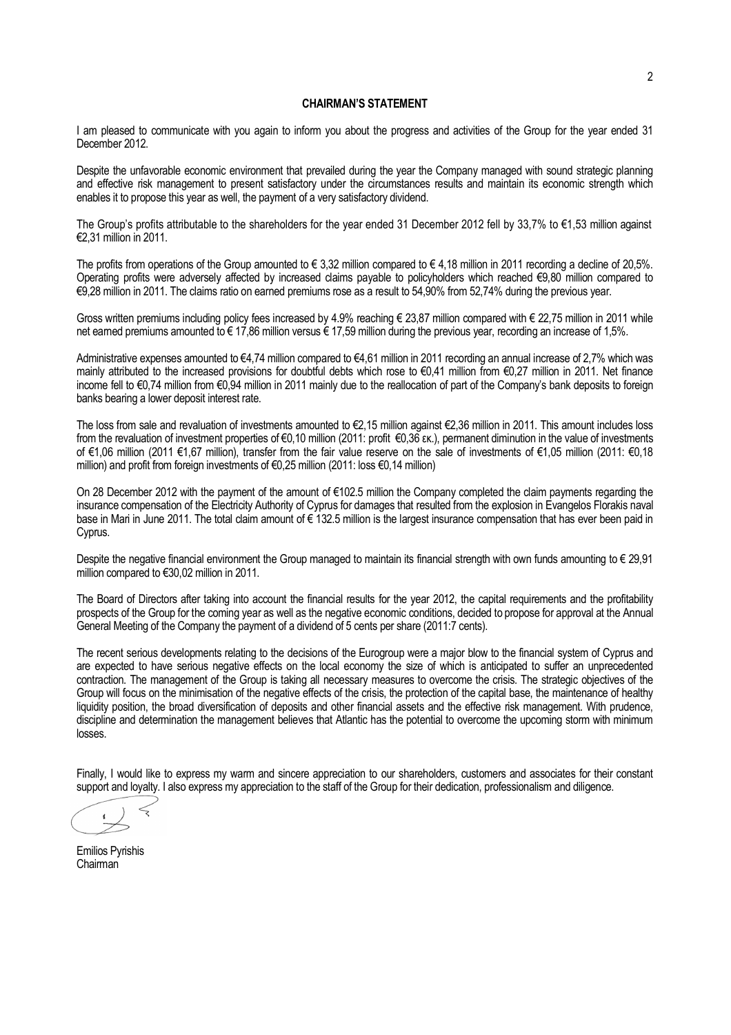## CHAIRMAN'S STATEMENT

I am pleased to communicate with you again to inform you about the progress and activities of the Group for the year ended 31 December 2012.

Despite the unfavorable economic environment that prevailed during the year the Company managed with sound strategic planning and effective risk management to present satisfactory under the circumstances results and maintain its economic strength which enables it to propose this year as well, the payment of a very satisfactory dividend.

The Group's profits attributable to the shareholders for the year ended 31 December 2012 fell by 33,7% to €1,53 million against €2,31 million in 2011.

The profits from operations of the Group amounted to € 3,32 million compared to € 4,18 million in 2011 recording a decline of 20,5%. Operating profits were adversely affected by increased claims payable to policyholders which reached €9,80 million compared to €9,28 million in 2011. The claims ratio on earned premiums rose as a result to 54,90% from 52,74% during the previous year.

Gross written premiums including policy fees increased by 4.9% reaching € 23,87 million compared with € 22,75 million in 2011 while net earned premiums amounted to € 17,86 million versus € 17,59 million during the previous year, recording an increase of 1,5%.

Administrative expenses amounted to €4,74 million compared to €4,61 million in 2011 recording an annual increase of 2,7% which was mainly attributed to the increased provisions for doubtful debts which rose to €0,41 million from €0,27 million in 2011. Net finance income fell to €0,74 million from €0,94 million in 2011 mainly due to the reallocation of part of the Company's bank deposits to foreign banks bearing a lower deposit interest rate.

The loss from sale and revaluation of investments amounted to €2,15 million against €2,36 million in 2011. This amount includes loss from the revaluation of investment properties of €0,10 million (2011: profit €0,36 εκ.), permanent diminution in the value of investments of €1,06 million (2011 €1,67 million), transfer from the fair value reserve on the sale of investments of €1,05 million (2011: €0,18 million) and profit from foreign investments of €0,25 million (2011: loss €0,14 million)

On 28 December 2012 with the payment of the amount of €102.5 million the Company completed the claim payments regarding the insurance compensation of the Electricity Authority of Cyprus for damages that resulted from the explosion in Evangelos Florakis naval base in Mari in June 2011. The total claim amount of € 132.5 million is the largest insurance compensation that has ever been paid in Cyprus.

Despite the negative financial environment the Group managed to maintain its financial strength with own funds amounting to € 29,91 million compared to €30,02 million in 2011.

The Board of Directors after taking into account the financial results for the year 2012, the capital requirements and the profitability prospects of the Group for the coming year as well as the negative economic conditions, decided to propose for approval at the Annual General Meeting of the Company the payment of a dividend of 5 cents per share (2011:7 cents).

The recent serious developments relating to the decisions of the Eurogroup were a major blow to the financial system of Cyprus and are expected to have serious negative effects on the local economy the size of which is anticipated to suffer an unprecedented contraction. The management of the Group is taking all necessary measures to overcome the crisis. The strategic objectives of the Group will focus on the minimisation of the negative effects of the crisis, the protection of the capital base, the maintenance of healthy liquidity position, the broad diversification of deposits and other financial assets and the effective risk management. With prudence, discipline and determination the management believes that Atlantic has the potential to overcome the upcoming storm with minimum losses.

Finally, I would like to express my warm and sincere appreciation to our shareholders, customers and associates for their constant support and loyalty. I also express my appreciation to the staff of the Group for their dedication, professionalism and diligence.

Emilios Pyrishis
Chairman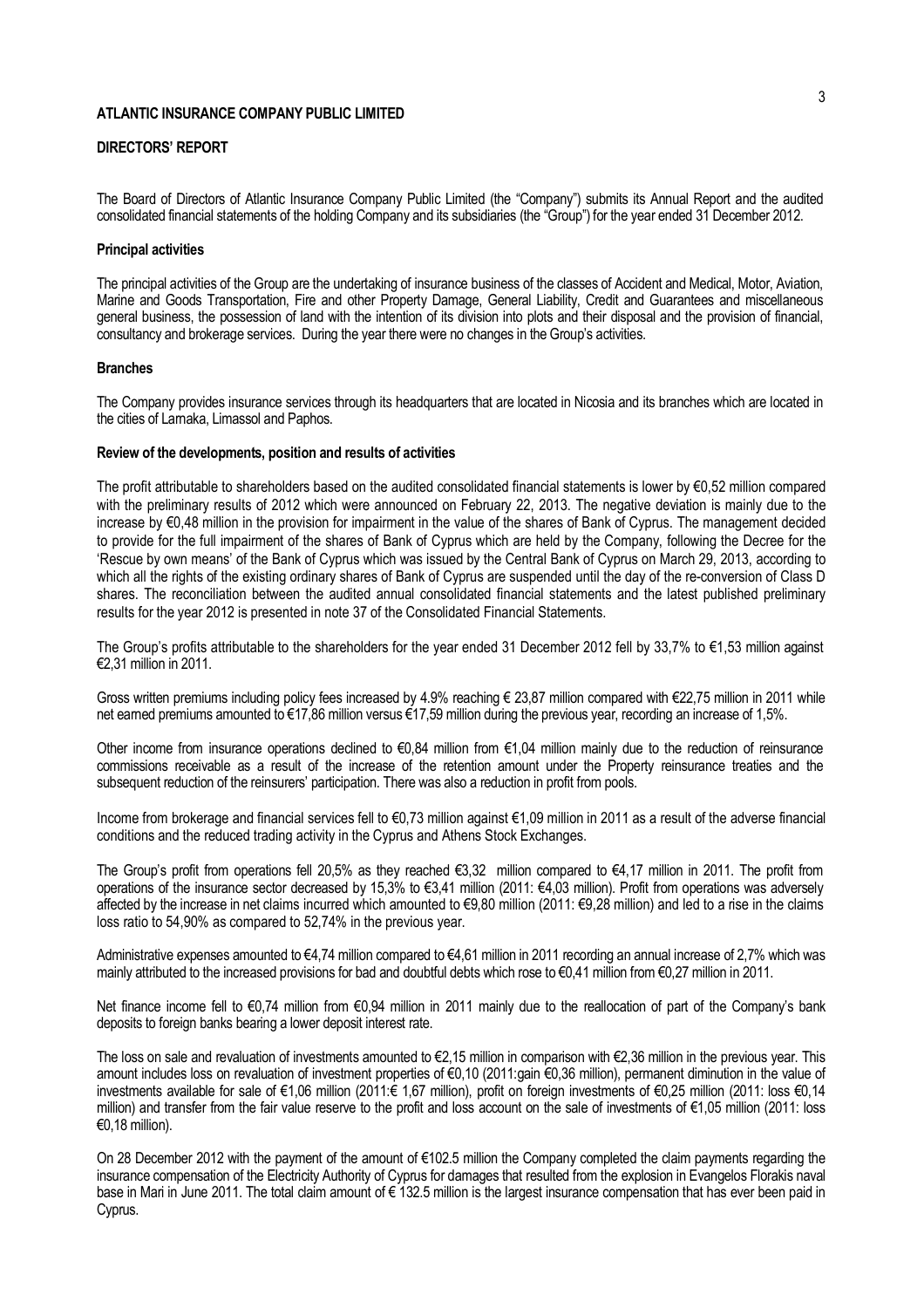**ATLANTIC INSURANCE COMPANY PUBLIC LIMITED**

**DIRECTORS' REPORT**

The Board of Directors of Atlantic Insurance Company Public Limited (the "Company") submits its Annual Report and the audited consolidated financial statements of the holding Company and its subsidiaries (the "Group") for the year ended 31 December 2012.

**Principal activities**

The principal activities of the Group are the undertaking of insurance business of the classes of Accident and Medical, Motor, Aviation, Marine and Goods Transportation, Fire and other Property Damage, General Liability, Credit and Guarantees and miscellaneous general business, the possession of land with the intention of its division into plots and their disposal and the provision of financial, consultancy and brokerage services. During the year there were no changes in the Group's activities.

**Branches**

The Company provides insurance services through its headquarters that are located in Nicosia and its branches which are located in the cities of Larnaka, Limassol and Paphos.

**Review of the developments, position and results of activities**

The profit attributable to shareholders based on the audited consolidated financial statements is lower by €0,52 million compared with the preliminary results of 2012 which were announced on February 22, 2013. The negative deviation is mainly due to the increase by €0,48 million in the provision for impairment in the value of the shares of Bank of Cyprus. The management decided to provide for the full impairment of the shares of Bank of Cyprus which are held by the Company, following the Decree for the 'Rescue by own means' of the Bank of Cyprus which was issued by the Central Bank of Cyprus on March 29, 2013, according to which all the rights of the existing ordinary shares of Bank of Cyprus are suspended until the day of the re-conversion of Class D shares. The reconciliation between the audited annual consolidated financial statements and the latest published preliminary results for the year 2012 is presented in note 37 of the Consolidated Financial Statements.

The Group's profits attributable to the shareholders for the year ended 31 December 2012 fell by 33,7% to €1,53 million against €2,31 million in 2011.

Gross written premiums including policy fees increased by 4.9% reaching € 23,87 million compared with €22,75 million in 2011 while net earned premiums amounted to €17,86 million versus €17,59 million during the previous year, recording an increase of 1,5%.

Other income from insurance operations declined to €0,84 million from €1,04 million mainly due to the reduction of reinsurance commissions receivable as a result of the increase of the retention amount under the Property reinsurance treaties and the subsequent reduction of the reinsurers' participation. There was also a reduction in profit from pools.

Income from brokerage and financial services fell to €0,73 million against €1,09 million in 2011 as a result of the adverse financial conditions and the reduced trading activity in the Cyprus and Athens Stock Exchanges.

The Group's profit from operations fell 20,5% as they reached €3,32 million compared to €4,17 million in 2011. The profit from operations of the insurance sector decreased by 15,3% to €3,41 million (2011: €4,03 million). Profit from operations was adversely affected by the increase in net claims incurred which amounted to €9,80 million (2011: €9,28 million) and led to a rise in the claims loss ratio to 54,90% as compared to 52,74% in the previous year.

Administrative expenses amounted to €4,74 million compared to €4,61 million in 2011 recording an annual increase of 2,7% which was mainly attributed to the increased provisions for bad and doubtful debts which rose to €0,41 million from €0,27 million in 2011.

Net finance income fell to €0,74 million from €0,94 million in 2011 mainly due to the reallocation of part of the Company's bank deposits to foreign banks bearing a lower deposit interest rate.

The loss on sale and revaluation of investments amounted to €2,15 million in comparison with €2,36 million in the previous year. This amount includes loss on revaluation of investment properties of €0,10 (2011:gain €0,36 million), permanent diminution in the value of investments available for sale of €1,06 million (2011:€ 1,67 million), profit on foreign investments of €0,25 million (2011: loss €0,14 million) and transfer from the fair value reserve to the profit and loss account on the sale of investments of €1,05 million (2011: loss €0,18 million).

On 28 December 2012 with the payment of the amount of €102.5 million the Company completed the claim payments regarding the insurance compensation of the Electricity Authority of Cyprus for damages that resulted from the explosion in Evangelos Florakis naval base in Mari in June 2011. The total claim amount of € 132.5 million is the largest insurance compensation that has ever been paid in Cyprus.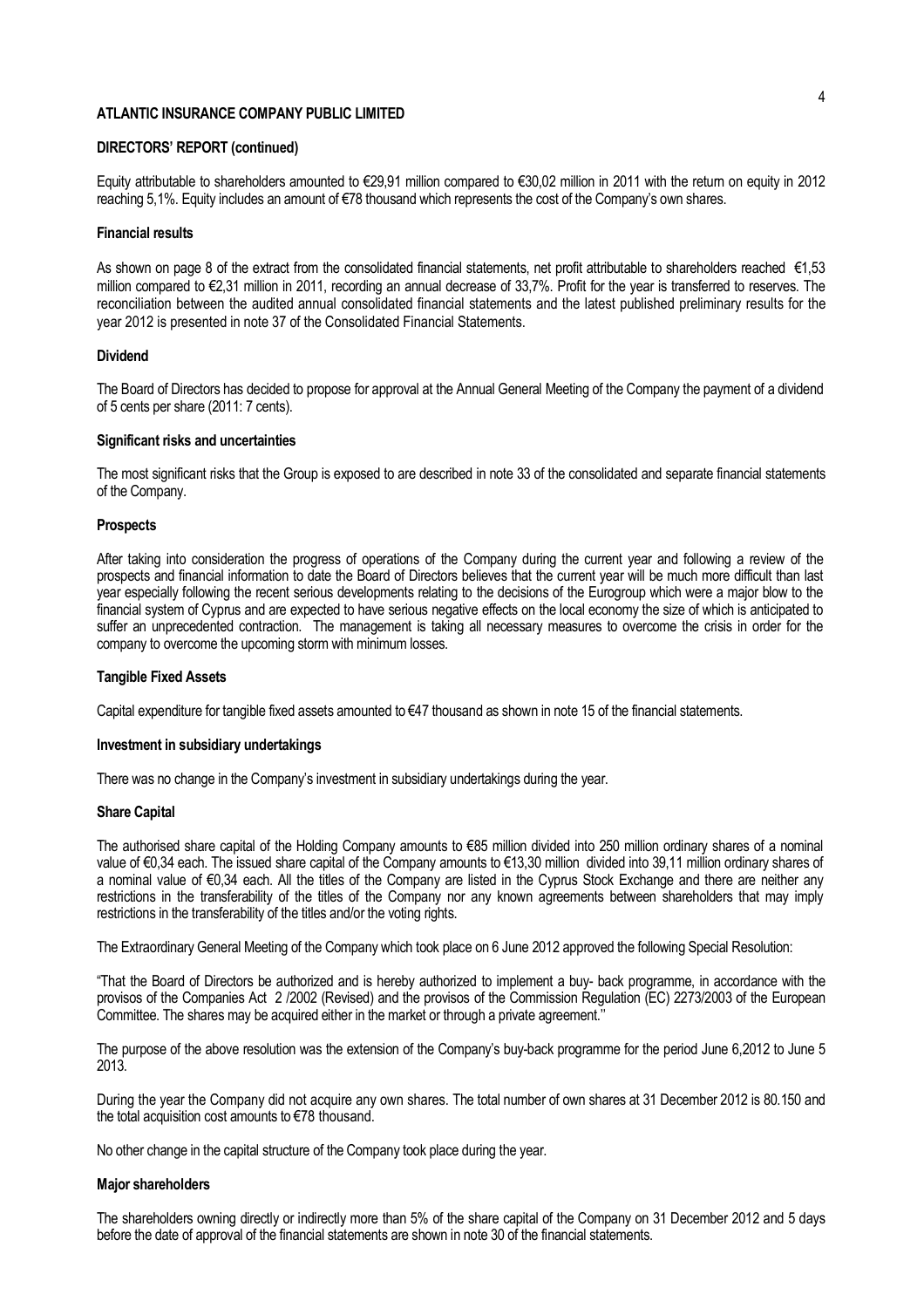**ATLANTIC INSURANCE COMPANY PUBLIC LIMITED**

**DIRECTORS' REPORT (continued)**

Equity attributable to shareholders amounted to €29,91 million compared to €30,02 million in 2011 with the return on equity in 2012 reaching 5,1%. Equity includes an amount of €78 thousand which represents the cost of the Company's own shares.

**Financial results**

As shown on page 8 of the extract from the consolidated financial statements, net profit attributable to shareholders reached €1,53 million compared to €2,31 million in 2011, recording an annual decrease of 33,7%. Profit for the year is transferred to reserves. The reconciliation between the audited annual consolidated financial statements and the latest published preliminary results for the year 2012 is presented in note 37 of the Consolidated Financial Statements.

**Dividend**

The Board of Directors has decided to propose for approval at the Annual General Meeting of the Company the payment of a dividend of 5 cents per share (2011: 7 cents).

**Significant risks and uncertainties**

The most significant risks that the Group is exposed to are described in note 33 of the consolidated and separate financial statements of the Company.

**Prospects**

After taking into consideration the progress of operations of the Company during the current year and following a review of the prospects and financial information to date the Board of Directors believes that the current year will be much more difficult than last year especially following the recent serious developments relating to the decisions of the Eurogroup which were a major blow to the financial system of Cyprus and are expected to have serious negative effects on the local economy the size of which is anticipated to suffer an unprecedented contraction. The management is taking all necessary measures to overcome the crisis in order for the company to overcome the upcoming storm with minimum losses.

**Tangible Fixed Assets**

Capital expenditure for tangible fixed assets amounted to €47 thousand as shown in note 15 of the financial statements.

**Investment in subsidiary undertakings**

There was no change in the Company's investment in subsidiary undertakings during the year.

**Share Capital**

The authorised share capital of the Holding Company amounts to €85 million divided into 250 million ordinary shares of a nominal value of €0,34 each. The issued share capital of the Company amounts to €13,30 million divided into 39,11 million ordinary shares of a nominal value of €0,34 each. All the titles of the Company are listed in the Cyprus Stock Exchange and there are neither any restrictions in the transferability of the titles of the Company nor any known agreements between shareholders that may imply restrictions in the transferability of the titles and/or the voting rights.

The Extraordinary General Meeting of the Company which took place on 6 June 2012 approved the following Special Resolution:

"That the Board of Directors be authorized and is hereby authorized to implement a buy- back programme, in accordance with the provisos of the Companies Act 2 /2002 (Revised) and the provisos of the Commission Regulation (EC) 2273/2003 of the European Committee. The shares may be acquired either in the market or through a private agreement."

The purpose of the above resolution was the extension of the Company's buy-back programme for the period June 6,2012 to June 5 2013.

During the year the Company did not acquire any own shares. The total number of own shares at 31 December 2012 is 80.150 and the total acquisition cost amounts to €78 thousand.

No other change in the capital structure of the Company took place during the year.

**Major shareholders**

The shareholders owning directly or indirectly more than 5% of the share capital of the Company on 31 December 2012 and 5 days before the date of approval of the financial statements are shown in note 30 of the financial statements.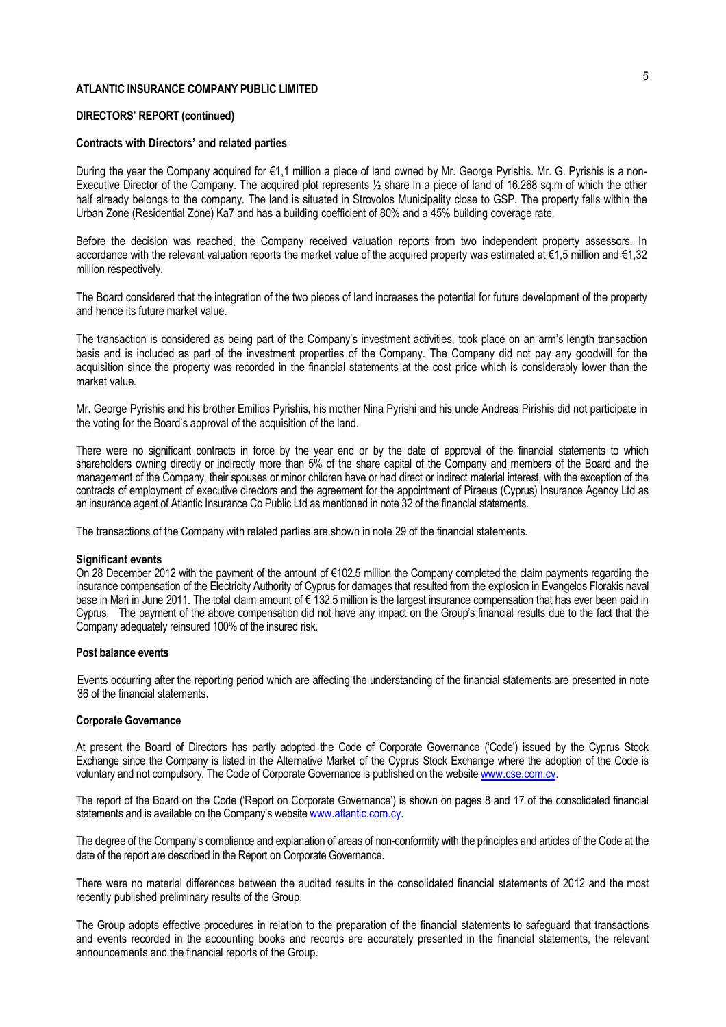**ATLANTIC INSURANCE COMPANY PUBLIC LIMITED**

**DIRECTORS' REPORT (continued)**

**Contracts with Directors' and related parties**

During the year the Company acquired for €1,1 million a piece of land owned by Mr. George Pyrishis. Mr. G. Pyrishis is a non-Executive Director of the Company. The acquired plot represents ½ share in a piece of land of 16.268 sq.m of which the other half already belongs to the company. The land is situated in Strovolos Municipality close to GSP. The property falls within the Urban Zone (Residential Zone) Ka7 and has a building coefficient of 80% and a 45% building coverage rate.

Before the decision was reached, the Company received valuation reports from two independent property assessors. In accordance with the relevant valuation reports the market value of the acquired property was estimated at €1,5 million and €1,32 million respectively.

The Board considered that the integration of the two pieces of land increases the potential for future development of the property and hence its future market value.

The transaction is considered as being part of the Company's investment activities, took place on an arm's length transaction basis and is included as part of the investment properties of the Company. The Company did not pay any goodwill for the acquisition since the property was recorded in the financial statements at the cost price which is considerably lower than the market value.

Mr. George Pyrishis and his brother Emilios Pyrishis, his mother Nina Pyrishi and his uncle Andreas Pirishis did not participate in the voting for the Board's approval of the acquisition of the land.

There were no significant contracts in force by the year end or by the date of approval of the financial statements to which shareholders owning directly or indirectly more than 5% of the share capital of the Company and members of the Board and the management of the Company, their spouses or minor children have or had direct or indirect material interest, with the exception of the contracts of employment of executive directors and the agreement for the appointment of Piraeus (Cyprus) Insurance Agency Ltd as an insurance agent of Atlantic Insurance Co Public Ltd as mentioned in note 32 of the financial statements.

The transactions of the Company with related parties are shown in note 29 of the financial statements.

**Significant events**

On 28 December 2012 with the payment of the amount of €102.5 million the Company completed the claim payments regarding the insurance compensation of the Electricity Authority of Cyprus for damages that resulted from the explosion in Evangelos Florakis naval base in Mari in June 2011. The total claim amount of € 132.5 million is the largest insurance compensation that has ever been paid in Cyprus. The payment of the above compensation did not have any impact on the Group's financial results due to the fact that the Company adequately reinsured 100% of the insured risk.

**Post balance events**

Events occurring after the reporting period which are affecting the understanding of the financial statements are presented in note 36 of the financial statements.

**Corporate Governance**

At present the Board of Directors has partly adopted the Code of Corporate Governance ('Code') issued by the Cyprus Stock Exchange since the Company is listed in the Alternative Market of the Cyprus Stock Exchange where the adoption of the Code is voluntary and not compulsory. The Code of Corporate Governance is published on the website www.cse.com.cy.

The report of the Board on the Code ('Report on Corporate Governance') is shown on pages 8 and 17 of the consolidated financial statements and is available on the Company's website www.atlantic.com.cy.

The degree of the Company's compliance and explanation of areas of non-conformity with the principles and articles of the Code at the date of the report are described in the Report on Corporate Governance.

There were no material differences between the audited results in the consolidated financial statements of 2012 and the most recently published preliminary results of the Group.

The Group adopts effective procedures in relation to the preparation of the financial statements to safeguard that transactions and events recorded in the accounting books and records are accurately presented in the financial statements, the relevant announcements and the financial reports of the Group.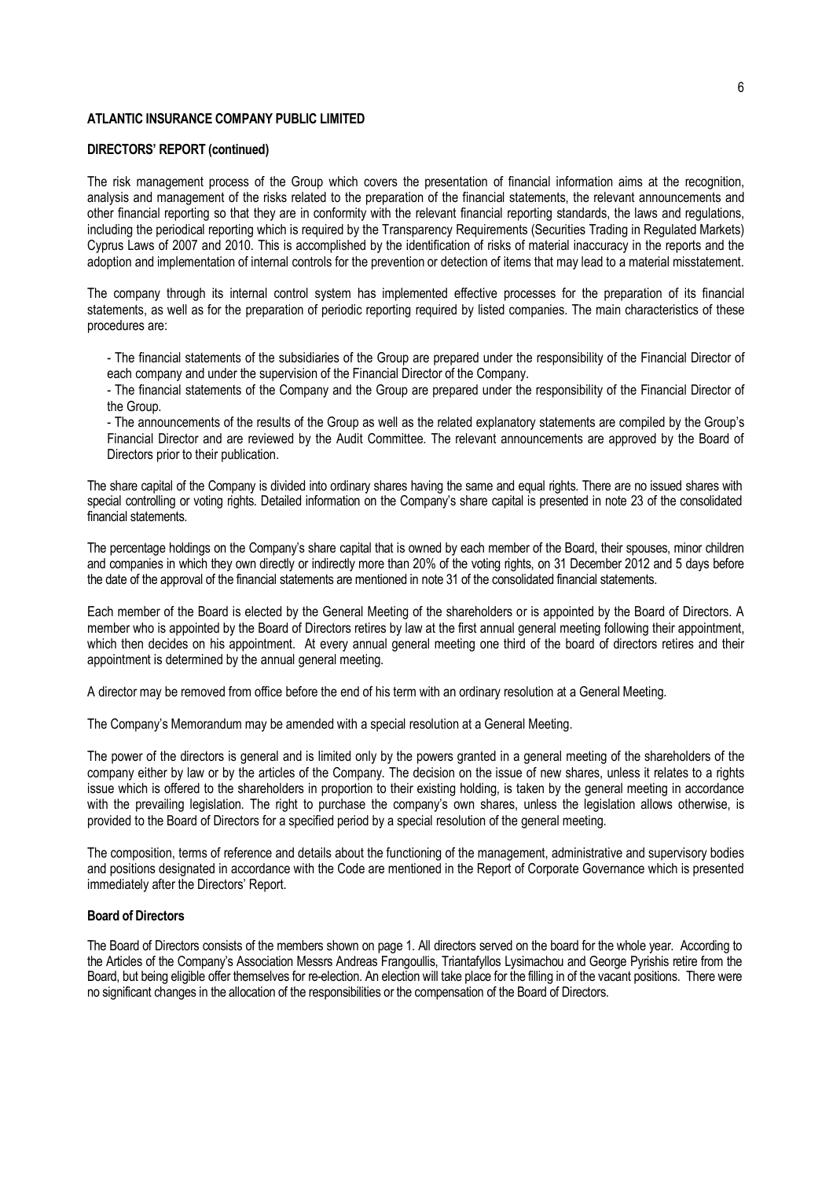**ATLANTIC INSURANCE COMPANY PUBLIC LIMITED**

**DIRECTORS' REPORT (continued)**

The risk management process of the Group which covers the presentation of financial information aims at the recognition, analysis and management of the risks related to the preparation of the financial statements, the relevant announcements and other financial reporting so that they are in conformity with the relevant financial reporting standards, the laws and regulations, including the periodical reporting which is required by the Transparency Requirements (Securities Trading in Regulated Markets) Cyprus Laws of 2007 and 2010. This is accomplished by the identification of risks of material inaccuracy in the reports and the adoption and implementation of internal controls for the prevention or detection of items that may lead to a material misstatement.

The company through its internal control system has implemented effective processes for the preparation of its financial statements, as well as for the preparation of periodic reporting required by listed companies. The main characteristics of these procedures are:

- The financial statements of the subsidiaries of the Group are prepared under the responsibility of the Financial Director of each company and under the supervision of the Financial Director of the Company.
- The financial statements of the Company and the Group are prepared under the responsibility of the Financial Director of the Group.
- The announcements of the results of the Group as well as the related explanatory statements are compiled by the Group's Financial Director and are reviewed by the Audit Committee. The relevant announcements are approved by the Board of Directors prior to their publication.

The share capital of the Company is divided into ordinary shares having the same and equal rights. There are no issued shares with special controlling or voting rights. Detailed information on the Company's share capital is presented in note 23 of the consolidated financial statements.

The percentage holdings on the Company's share capital that is owned by each member of the Board, their spouses, minor children and companies in which they own directly or indirectly more than 20% of the voting rights, on 31 December 2012 and 5 days before the date of the approval of the financial statements are mentioned in note 31 of the consolidated financial statements.

Each member of the Board is elected by the General Meeting of the shareholders or is appointed by the Board of Directors. A member who is appointed by the Board of Directors retires by law at the first annual general meeting following their appointment, which then decides on his appointment. At every annual general meeting one third of the board of directors retires and their appointment is determined by the annual general meeting.

A director may be removed from office before the end of his term with an ordinary resolution at a General Meeting.

The Company's Memorandum may be amended with a special resolution at a General Meeting.

The power of the directors is general and is limited only by the powers granted in a general meeting of the shareholders of the company either by law or by the articles of the Company. The decision on the issue of new shares, unless it relates to a rights issue which is offered to the shareholders in proportion to their existing holding, is taken by the general meeting in accordance with the prevailing legislation. The right to purchase the company's own shares, unless the legislation allows otherwise, is provided to the Board of Directors for a specified period by a special resolution of the general meeting.

The composition, terms of reference and details about the functioning of the management, administrative and supervisory bodies and positions designated in accordance with the Code are mentioned in the Report of Corporate Governance which is presented immediately after the Directors' Report.

**Board of Directors**

The Board of Directors consists of the members shown on page 1. All directors served on the board for the whole year. According to the Articles of the Company's Association Messrs Andreas Frangoullis, Triantafyllos Lysimachou and George Pyrishis retire from the Board, but being eligible offer themselves for re-election. An election will take place for the filling in of the vacant positions. There were no significant changes in the allocation of the responsibilities or the compensation of the Board of Directors.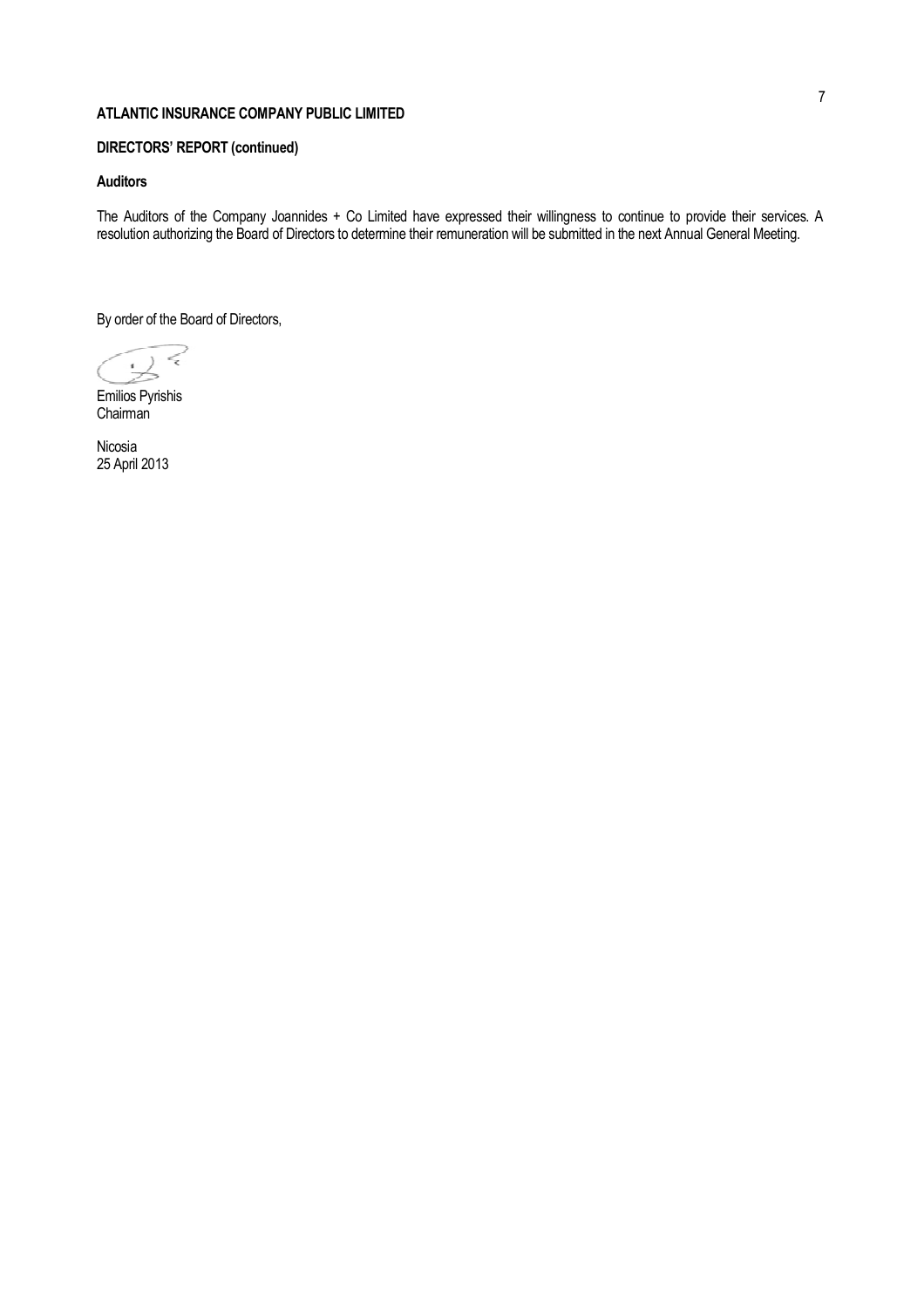**ATLANTIC INSURANCE COMPANY PUBLIC LIMITED**

**DIRECTORS' REPORT (continued)**

**Auditors**

The Auditors of the Company Joannides + Co Limited have expressed their willingness to continue to provide their services. A resolution authorizing the Board of Directors to determine their remuneration will be submitted in the next Annual General Meeting.

By order of the Board of Directors,

Emilios Pyrishis
Chairman

Nicosia
25 April 2013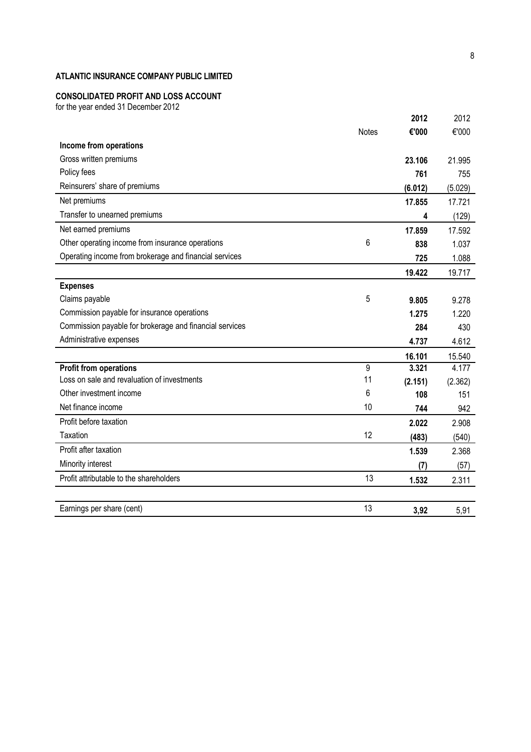**ATLANTIC INSURANCE COMPANY PUBLIC LIMITED**

**CONSOLIDATED PROFIT AND LOSS ACCOUNT**

for the year ended 31 December 2012

| | Notes | **2012** | 2012 |
|---|---|---|---|
| | | **€'000** | €'000 |
| **Income from operations** | | | |
| Gross written premiums | | **23.106** | 21.995 |
| Policy fees | | **761** | 755 |
| Reinsurers' share of premiums | | **(6.012)** | (5.029) |
| Net premiums | | **17.855** | 17.721 |
| Transfer to unearned premiums | | **4** | (129) |
| Net earned premiums | | **17.859** | 17.592 |
| Other operating income from insurance operations | 6 | **838** | 1.037 |
| Operating income from brokerage and financial services | | **725** | 1.088 |
| | | **19.422** | 19.717 |
| **Expenses** | | | |
| Claims payable | 5 | **9.805** | 9.278 |
| Commission payable for insurance operations | | **1.275** | 1.220 |
| Commission payable for brokerage and financial services | | **284** | 430 |
| Administrative expenses | | **4.737** | 4.612 |
| | | **16.101** | 15.540 |
| **Profit from operations** | 9 | **3.321** | 4.177 |
| Loss on sale and revaluation of investments | 11 | **(2.151)** | (2.362) |
| Other investment income | 6 | **108** | 151 |
| Net finance income | 10 | **744** | 942 |
| Profit before taxation | | **2.022** | 2.908 |
| Taxation | 12 | **(483)** | (540) |
| Profit after taxation | | **1.539** | 2.368 |
| Minority interest | | **(7)** | (57) |
| Profit attributable to the shareholders | 13 | **1.532** | 2.311 |
| | | | |
| Earnings per share (cent) | 13 | **3,92** | 5,91 |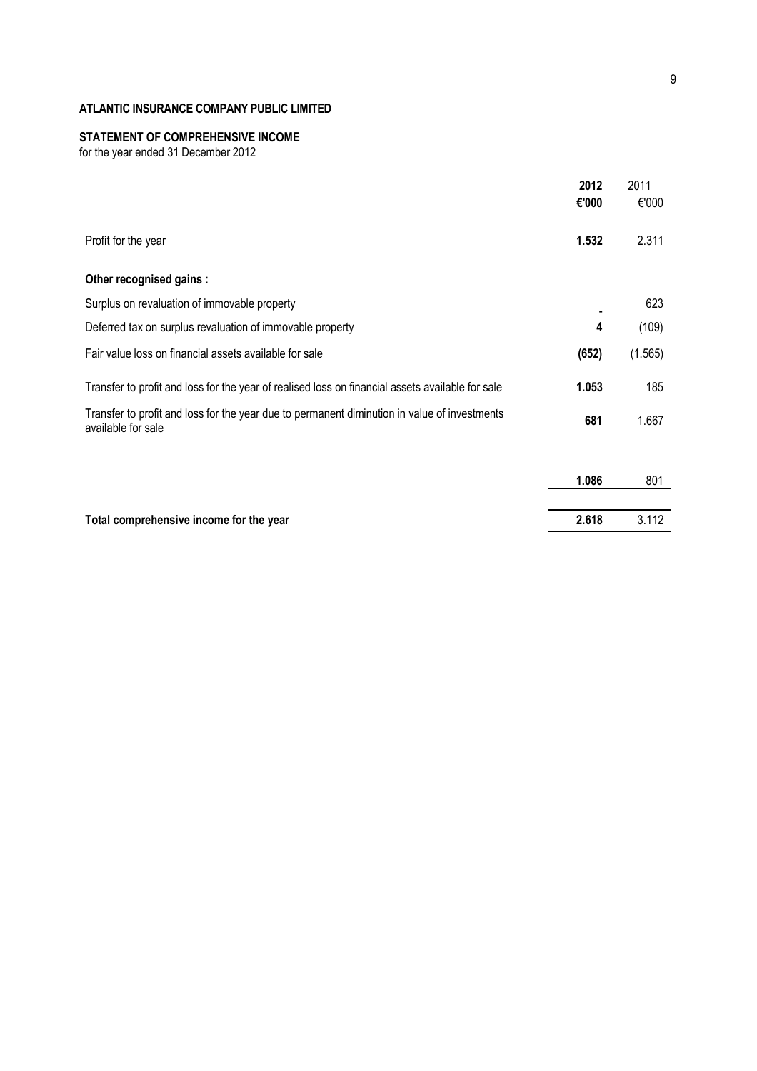**ATLANTIC INSURANCE COMPANY PUBLIC LIMITED**

**STATEMENT OF COMPREHENSIVE INCOME**
for the year ended 31 December 2012

| | **2012** | 2011 |
|---|---|---|
| | **€'000** | €'000 |
| Profit for the year | **1.532** | 2.311 |
| **Other recognised gains :** | | |
| Surplus on revaluation of immovable property | **-** | 623 |
| Deferred tax on surplus revaluation of immovable property | **4** | (109) |
| Fair value loss on financial assets available for sale | **(652)** | (1.565) |
| Transfer to profit and loss for the year of realised loss on financial assets available for sale | **1.053** | 185 |
| Transfer to profit and loss for the year due to permanent diminution in value of investments available for sale | **681** | 1.667 |
| | **1.086** | 801 |
| **Total comprehensive income for the year** | **2.618** | 3.112 |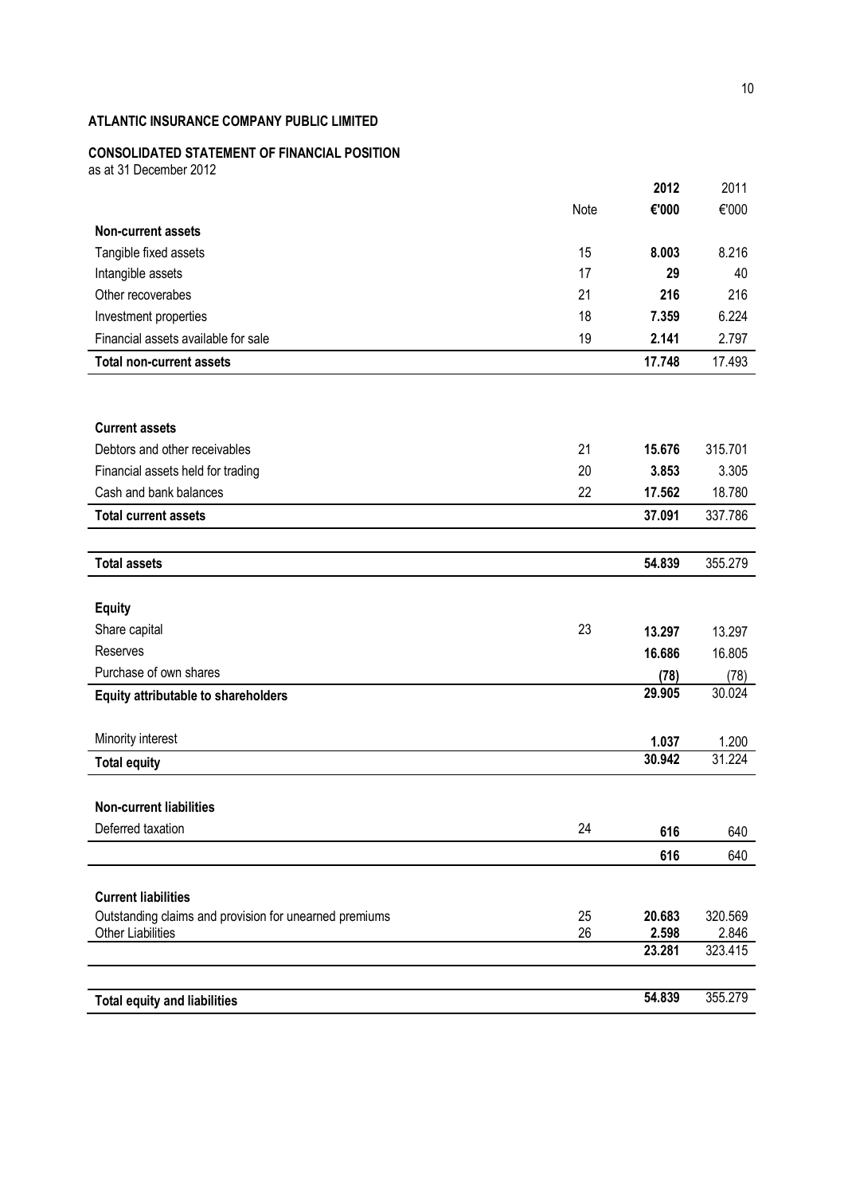**ATLANTIC INSURANCE COMPANY PUBLIC LIMITED**

**CONSOLIDATED STATEMENT OF FINANCIAL POSITION**

as at 31 December 2012

| | Note | **2012** | 2011 |
|---|---|---|---|
| | | **€'000** | €'000 |
| **Non-current assets** | | | |
| Tangible fixed assets | 15 | **8.003** | 8.216 |
| Intangible assets | 17 | **29** | 40 |
| Other recoverabes | 21 | **216** | 216 |
| Investment properties | 18 | **7.359** | 6.224 |
| Financial assets available for sale | 19 | **2.141** | 2.797 |
| **Total non-current assets** | | **17.748** | 17.493 |
| | | | |
| **Current assets** | | | |
| Debtors and other receivables | 21 | **15.676** | 315.701 |
| Financial assets held for trading | 20 | **3.853** | 3.305 |
| Cash and bank balances | 22 | **17.562** | 18.780 |
| **Total current assets** | | **37.091** | 337.786 |
| | | | |
| **Total assets** | | **54.839** | 355.279 |
| | | | |
| **Equity** | | | |
| Share capital | 23 | **13.297** | 13.297 |
| Reserves | | **16.686** | 16.805 |
| Purchase of own shares | | **(78)** | (78) |
| **Equity attributable to shareholders** | | **29.905** | 30.024 |
| | | | |
| Minority interest | | **1.037** | 1.200 |
| **Total equity** | | **30.942** | 31.224 |
| | | | |
| **Non-current liabilities** | | | |
| Deferred taxation | 24 | **616** | 640 |
| | | **616** | 640 |
| | | | |
| **Current liabilities** | | | |
| Outstanding claims and provision for unearned premiums | 25 | **20.683** | 320.569 |
| Other Liabilities | 26 | **2.598** | 2.846 |
| | | **23.281** | 323.415 |
| | | | |
| **Total equity and liabilities** | | **54.839** | 355.279 |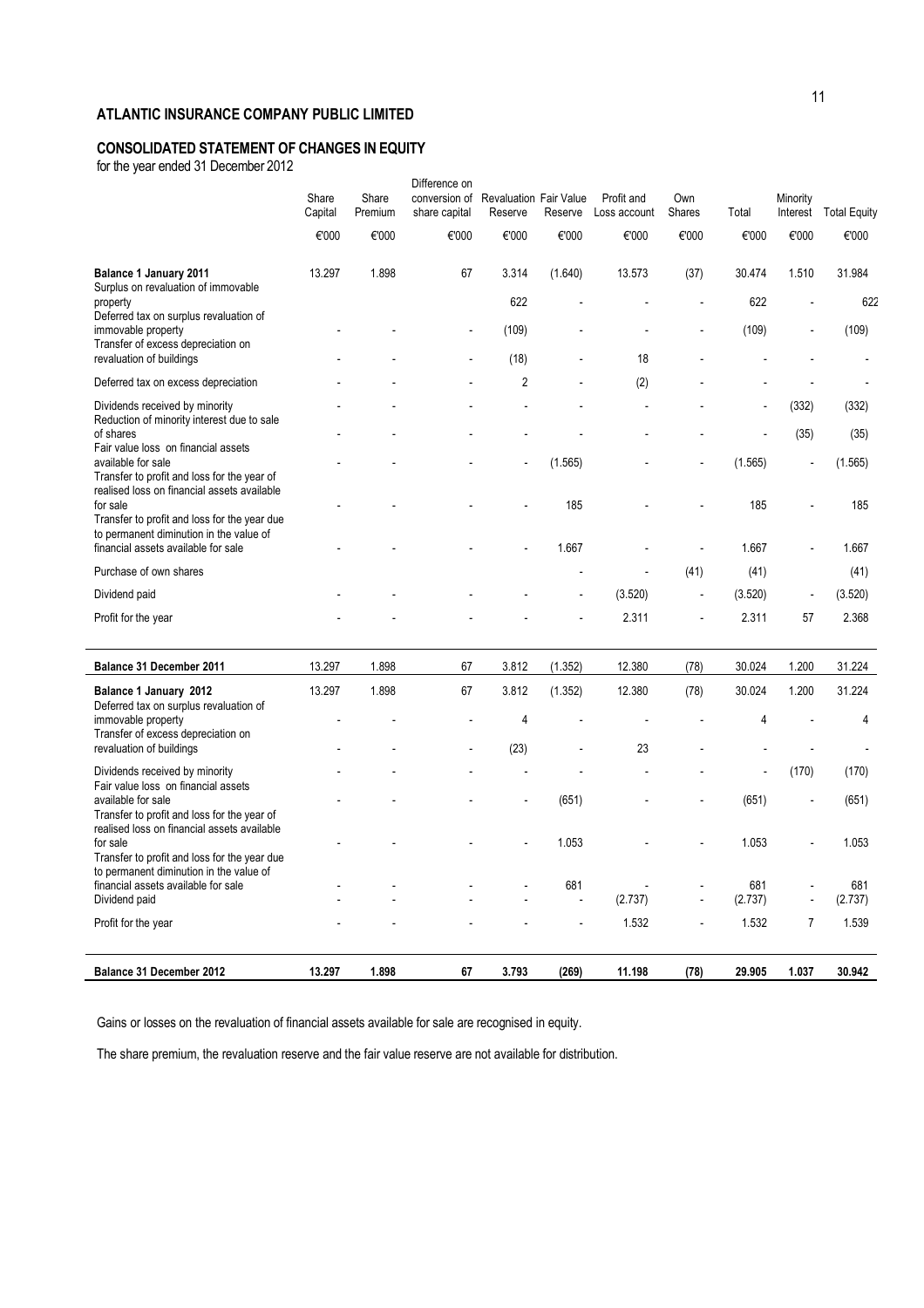## ATLANTIC INSURANCE COMPANY PUBLIC LIMITED

### CONSOLIDATED STATEMENT OF CHANGES IN EQUITY

for the year ended 31 December 2012

| | Share Capital | Share Premium | Difference on conversion of share capital | Revaluation Reserve | Fair Value Reserve | Profit and Loss account | Own Shares | Total | Minority Interest | Total Equity |
|---|---|---|---|---|---|---|---|---|---|---|
| | €'000 | €'000 | €'000 | €'000 | €'000 | €'000 | €'000 | €'000 | €'000 | €'000 |
| **Balance 1 January 2011** | 13.297 | 1.898 | 67 | 3.314 | (1.640) | 13.573 | (37) | 30.474 | 1.510 | 31.984 |
| Surplus on revaluation of immovable property | | | | 622 | - | - | - | 622 | - | 622 |
| Deferred tax on surplus revaluation of immovable property | - | - | - | (109) | - | - | - | (109) | - | (109) |
| Transfer of excess depreciation on revaluation of buildings | - | - | - | (18) | - | 18 | - | - | - | - |
| Deferred tax on excess depreciation | - | - | - | 2 | - | (2) | - | - | - | - |
| Dividends received by minority | - | - | - | - | - | - | - | - | (332) | (332) |
| Reduction of minority interest due to sale of shares | - | - | - | - | - | - | - | - | (35) | (35) |
| Fair value loss on financial assets available for sale | - | - | - | - | (1.565) | - | - | (1.565) | - | (1.565) |
| Transfer to profit and loss for the year of realised loss on financial assets available for sale | - | - | - | - | 185 | - | - | 185 | - | 185 |
| Transfer to profit and loss for the year due to permanent diminution in the value of financial assets available for sale | - | - | - | - | 1.667 | - | - | 1.667 | - | 1.667 |
| Purchase of own shares | | | | | - | - | (41) | (41) | | (41) |
| Dividend paid | - | - | - | - | - | (3.520) | - | (3.520) | - | (3.520) |
| Profit for the year | - | - | - | - | - | 2.311 | - | 2.311 | 57 | 2.368 |
| **Balance 31 December 2011** | 13.297 | 1.898 | 67 | 3.812 | (1.352) | 12.380 | (78) | 30.024 | 1.200 | 31.224 |
| **Balance 1 January 2012** | 13.297 | 1.898 | 67 | 3.812 | (1.352) | 12.380 | (78) | 30.024 | 1.200 | 31.224 |
| Deferred tax on surplus revaluation of immovable property | - | - | - | 4 | - | - | - | 4 | - | 4 |
| Transfer of excess depreciation on revaluation of buildings | - | - | - | (23) | - | 23 | - | - | - | - |
| Dividends received by minority | - | - | - | - | - | - | - | - | (170) | (170) |
| Fair value loss on financial assets available for sale | - | - | - | - | (651) | - | - | (651) | - | (651) |
| Transfer to profit and loss for the year of realised loss on financial assets available for sale | - | - | - | - | 1.053 | - | - | 1.053 | - | 1.053 |
| Transfer to profit and loss for the year due to permanent diminution in the value of financial assets available for sale | - | - | - | - | 681 | - | - | 681 | - | 681 |
| Dividend paid | - | - | - | - | - | (2.737) | - | (2.737) | - | (2.737) |
| Profit for the year | - | - | - | - | - | 1.532 | - | 1.532 | 7 | 1.539 |
| **Balance 31 December 2012** | **13.297** | **1.898** | **67** | **3.793** | **(269)** | **11.198** | **(78)** | **29.905** | **1.037** | **30.942** |

Gains or losses on the revaluation of financial assets available for sale are recognised in equity.

The share premium, the revaluation reserve and the fair value reserve are not available for distribution.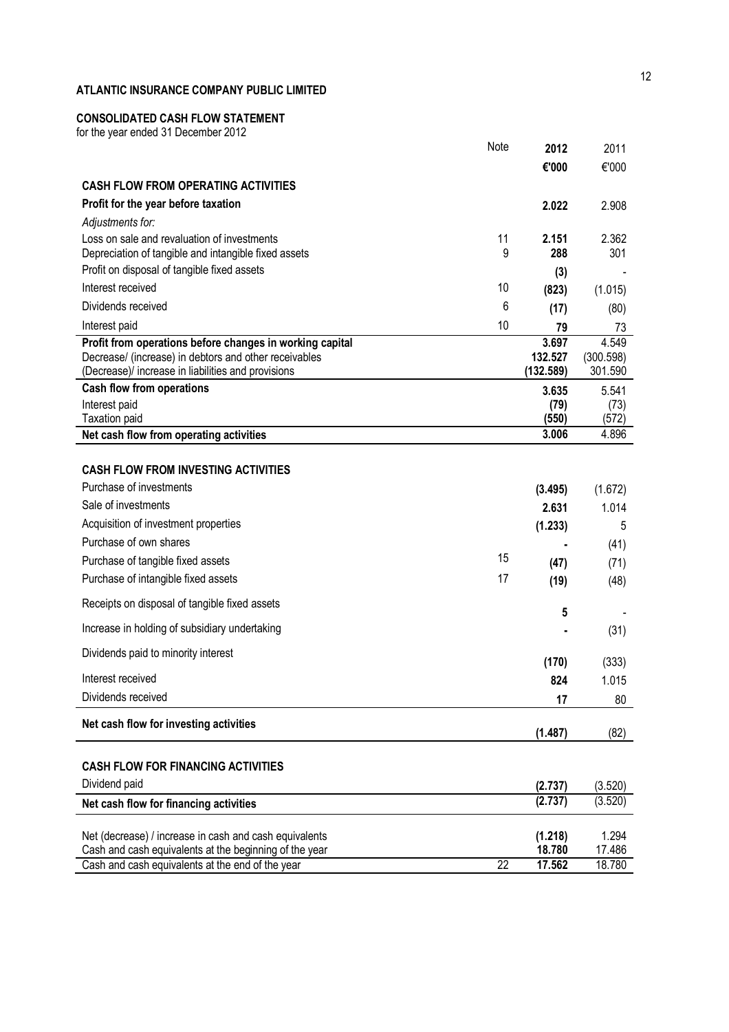**ATLANTIC INSURANCE COMPANY PUBLIC LIMITED**

**CONSOLIDATED CASH FLOW STATEMENT**

for the year ended 31 December 2012

| | Note | **2012** | 2011 |
|---|---|---|---|
| | | **€'000** | €'000 |
| **CASH FLOW FROM OPERATING ACTIVITIES** | | | |
| **Profit for the year before taxation** | | **2.022** | 2.908 |
| *Adjustments for:* | | | |
| Loss on sale and revaluation of investments | 11 | **2.151** | 2.362 |
| Depreciation of tangible and intangible fixed assets | 9 | **288** | 301 |
| Profit on disposal of tangible fixed assets | | **(3)** | - |
| Interest received | 10 | **(823)** | (1.015) |
| Dividends received | 6 | **(17)** | (80) |
| Interest paid | 10 | **79** | 73 |
| **Profit from operations before changes in working capital** | | **3.697** | 4.549 |
| Decrease/ (increase) in debtors and other receivables | | **132.527** | (300.598) |
| (Decrease)/ increase in liabilities and provisions | | **(132.589)** | 301.590 |
| **Cash flow from operations** | | **3.635** | 5.541 |
| Interest paid | | **(79)** | (73) |
| Taxation paid | | **(550)** | (572) |
| **Net cash flow from operating activities** | | **3.006** | 4.896 |
| | | | |
| **CASH FLOW FROM INVESTING ACTIVITIES** | | | |
| Purchase of investments | | **(3.495)** | (1.672) |
| Sale of investments | | **2.631** | 1.014 |
| Acquisition of investment properties | | **(1.233)** | 5 |
| Purchase of own shares | | **-** | (41) |
| Purchase of tangible fixed assets | 15 | **(47)** | (71) |
| Purchase of intangible fixed assets | 17 | **(19)** | (48) |
| Receipts on disposal of tangible fixed assets | | **5** | - |
| Increase in holding of subsidiary undertaking | | **-** | (31) |
| Dividends paid to minority interest | | **(170)** | (333) |
| Interest received | | **824** | 1.015 |
| Dividends received | | **17** | 80 |
| **Net cash flow for investing activities** | | **(1.487)** | (82) |
| | | | |
| **CASH FLOW FOR FINANCING ACTIVITIES** | | | |
| Dividend paid | | **(2.737)** | (3.520) |
| **Net cash flow for financing activities** | | **(2.737)** | (3.520) |
| | | | |
| Net (decrease) / increase in cash and cash equivalents | | **(1.218)** | 1.294 |
| Cash and cash equivalents at the beginning of the year | | **18.780** | 17.486 |
| Cash and cash equivalents at the end of the year | 22 | **17.562** | 18.780 |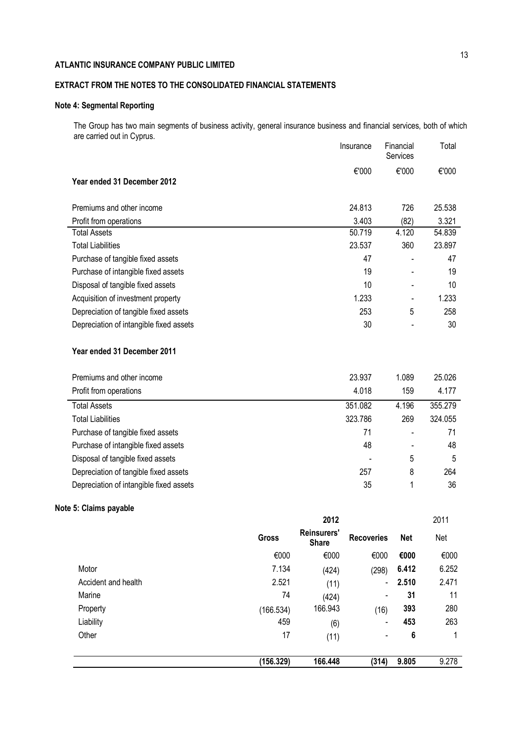**ATLANTIC INSURANCE COMPANY PUBLIC LIMITED**

**EXTRACT FROM THE NOTES TO THE CONSOLIDATED FINANCIAL STATEMENTS**

**Note 4: Segmental Reporting**

The Group has two main segments of business activity, general insurance business and financial services, both of which are carried out in Cyprus.

| | Insurance | Financial Services | Total |
|---|---|---|---|
| | €'000 | €'000 | €'000 |
| **Year ended 31 December 2012** | | | |
| Premiums and other income | 24.813 | 726 | 25.538 |
| Profit from operations | 3.403 | (82) | 3.321 |
| Total Assets | 50.719 | 4.120 | 54.839 |
| Total Liabilities | 23.537 | 360 | 23.897 |
| Purchase of tangible fixed assets | 47 | - | 47 |
| Purchase of intangible fixed assets | 19 | - | 19 |
| Disposal of tangible fixed assets | 10 | - | 10 |
| Acquisition of investment property | 1.233 | - | 1.233 |
| Depreciation of tangible fixed assets | 253 | 5 | 258 |
| Depreciation of intangible fixed assets | 30 | - | 30 |
| **Year ended 31 December 2011** | | | |
| Premiums and other income | 23.937 | 1.089 | 25.026 |
| Profit from operations | 4.018 | 159 | 4.177 |
| Total Assets | 351.082 | 4.196 | 355.279 |
| Total Liabilities | 323.786 | 269 | 324.055 |
| Purchase of tangible fixed assets | 71 | - | 71 |
| Purchase of intangible fixed assets | 48 | - | 48 |
| Disposal of tangible fixed assets | - | 5 | 5 |
| Depreciation of tangible fixed assets | 257 | 8 | 264 |
| Depreciation of intangible fixed assets | 35 | 1 | 36 |

**Note 5: Claims payable**

| | 2012 | | | | 2011 |
|---|---|---|---|---|---|
| | **Gross** | **Reinsurers' Share** | **Recoveries** | **Net** | Net |
| | €000 | €000 | €000 | **€000** | €000 |
| Motor | 7.134 | (424) | (298) | **6.412** | 6.252 |
| Accident and health | 2.521 | (11) | - | **2.510** | 2.471 |
| Marine | 74 | (424) | - | **31** | 11 |
| Property | (166.534) | 166.943 | (16) | **393** | 280 |
| Liability | 459 | (6) | - | **453** | 263 |
| Other | 17 | (11) | - | **6** | 1 |
| | **(156.329)** | **166.448** | **(314)** | **9.805** | 9.278 |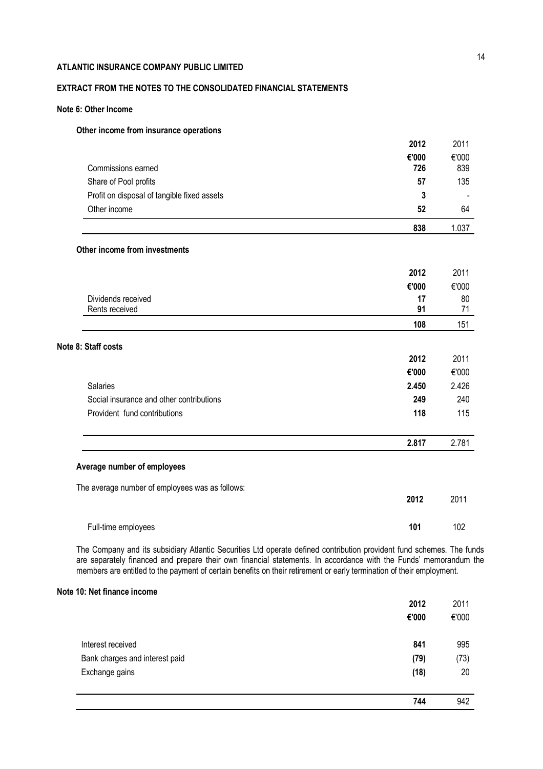**ATLANTIC INSURANCE COMPANY PUBLIC LIMITED**

**EXTRACT FROM THE NOTES TO THE CONSOLIDATED FINANCIAL STATEMENTS**

**Note 6: Other Income**

**Other income from insurance operations**

| | 2012 | 2011 |
|---|---|---|
| | €'000 | €'000 |
| Commissions earned | 726 | 839 |
| Share of Pool profits | 57 | 135 |
| Profit on disposal of tangible fixed assets | 3 | - |
| Other income | 52 | 64 |
| | **838** | 1.037 |

**Other income from investments**

| | 2012 | 2011 |
|---|---|---|
| | €'000 | €'000 |
| Dividends received | 17 | 80 |
| Rents received | 91 | 71 |
| | **108** | 151 |

**Note 8: Staff costs**

| | 2012 | 2011 |
|---|---|---|
| | €'000 | €'000 |
| Salaries | 2.450 | 2.426 |
| Social insurance and other contributions | 249 | 240 |
| Provident fund contributions | 118 | 115 |
| | **2.817** | 2.781 |

**Average number of employees**

The average number of employees was as follows:

| | 2012 | 2011 |
|---|---|---|
| Full-time employees | 101 | 102 |

The Company and its subsidiary Atlantic Securities Ltd operate defined contribution provident fund schemes. The funds are separately financed and prepare their own financial statements. In accordance with the Funds' memorandum the members are entitled to the payment of certain benefits on their retirement or early termination of their employment.

**Note 10: Net finance income**

| | 2012 | 2011 |
|---|---|---|
| | €'000 | €'000 |
| Interest received | 841 | 995 |
| Bank charges and interest paid | (79) | (73) |
| Exchange gains | (18) | 20 |
| | **744** | 942 |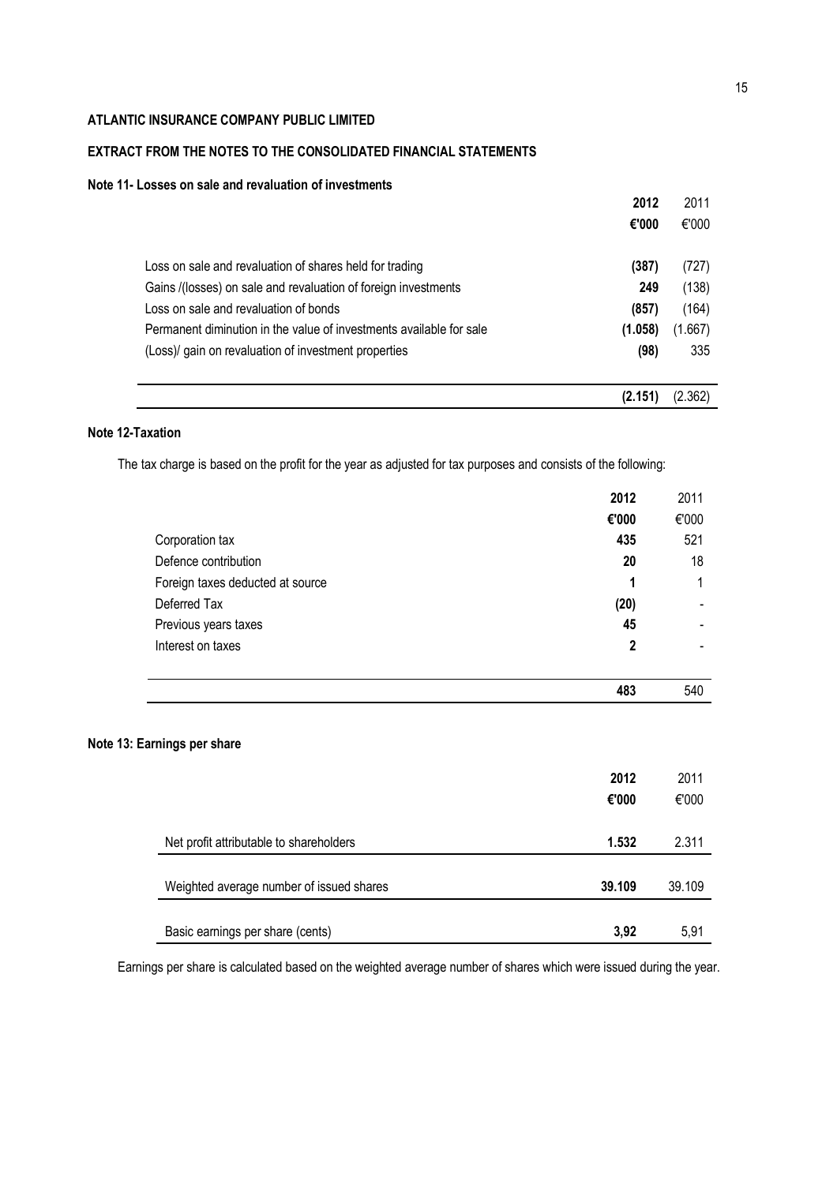**ATLANTIC INSURANCE COMPANY PUBLIC LIMITED**

**EXTRACT FROM THE NOTES TO THE CONSOLIDATED FINANCIAL STATEMENTS**

**Note 11- Losses on sale and revaluation of investments**

| | **2012** | 2011 |
|---|---|---|
| | **€'000** | €'000 |
| Loss on sale and revaluation of shares held for trading | **(387)** | (727) |
| Gains /(losses) on sale and revaluation of foreign investments | **249** | (138) |
| Loss on sale and revaluation of bonds | **(857)** | (164) |
| Permanent diminution in the value of investments available for sale | **(1.058)** | (1.667) |
| (Loss)/ gain on revaluation of investment properties | **(98)** | 335 |
| | **(2.151)** | (2.362) |

**Note 12-Taxation**

The tax charge is based on the profit for the year as adjusted for tax purposes and consists of the following:

| | **2012** | 2011 |
|---|---|---|
| | **€'000** | €'000 |
| Corporation tax | **435** | 521 |
| Defence contribution | **20** | 18 |
| Foreign taxes deducted at source | **1** | 1 |
| Deferred Tax | **(20)** | - |
| Previous years taxes | **45** | - |
| Interest on taxes | **2** | - |
| | **483** | 540 |

**Note 13: Earnings per share**

| | **2012** | 2011 |
|---|---|---|
| | **€'000** | €'000 |
| Net profit attributable to shareholders | **1.532** | 2.311 |
| Weighted average number of issued shares | **39.109** | 39.109 |
| Basic earnings per share (cents) | **3,92** | 5,91 |

Earnings per share is calculated based on the weighted average number of shares which were issued during the year.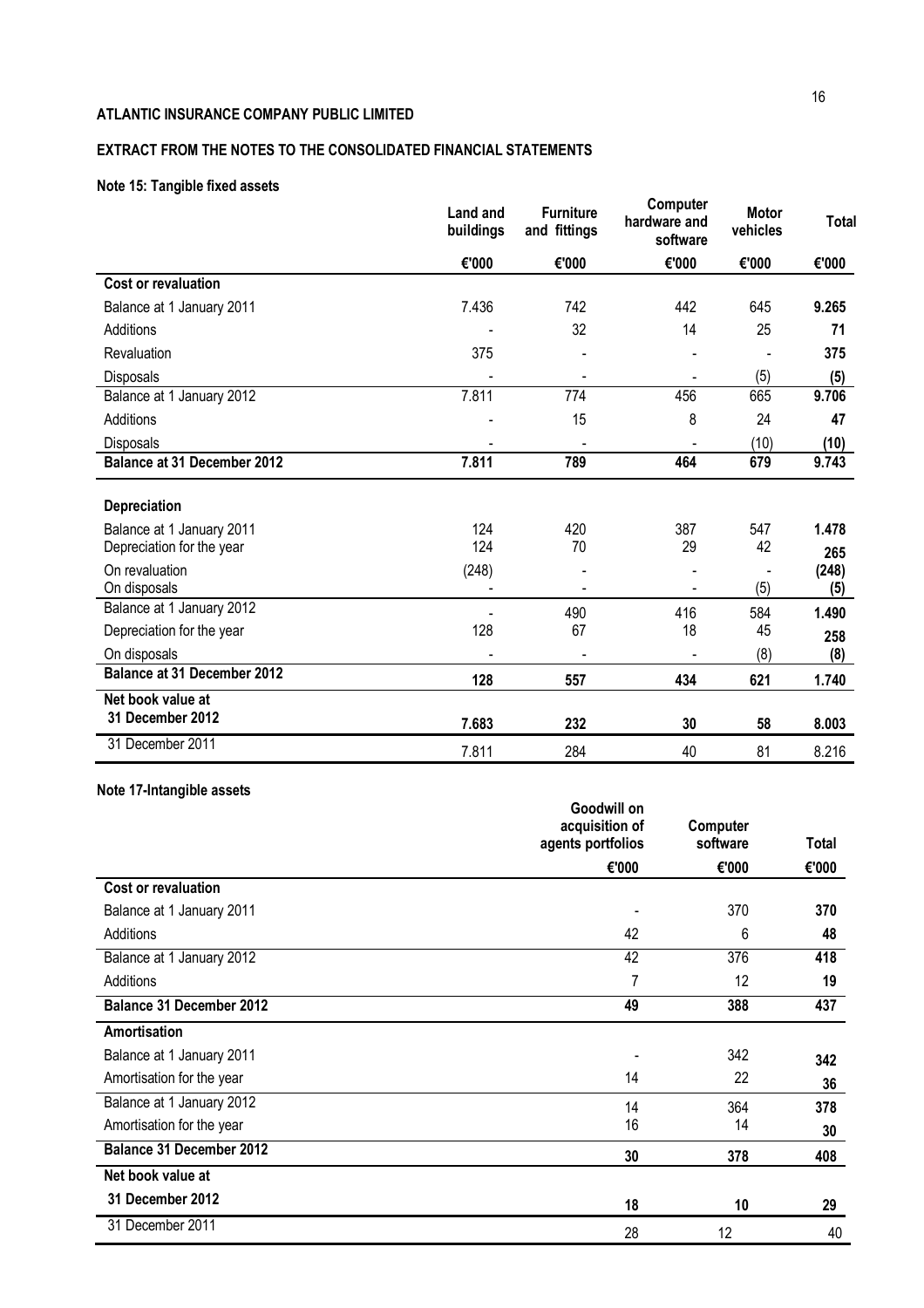**ATLANTIC INSURANCE COMPANY PUBLIC LIMITED**

**EXTRACT FROM THE NOTES TO THE CONSOLIDATED FINANCIAL STATEMENTS**

**Note 15: Tangible fixed assets**

| | Land and buildings | Furniture and fittings | Computer hardware and software | Motor vehicles | Total |
|---|---|---|---|---|---|
| | €'000 | €'000 | €'000 | €'000 | €'000 |
| **Cost or revaluation** | | | | | |
| Balance at 1 January 2011 | 7.436 | 742 | 442 | 645 | **9.265** |
| Additions | - | 32 | 14 | 25 | **71** |
| Revaluation | 375 | - | - | - | **375** |
| Disposals | - | - | - | (5) | **(5)** |
| Balance at 1 January 2012 | 7.811 | 774 | 456 | 665 | **9.706** |
| Additions | - | 15 | 8 | 24 | **47** |
| Disposals | - | - | - | (10) | **(10)** |
| **Balance at 31 December 2012** | **7.811** | **789** | **464** | **679** | **9.743** |
| **Depreciation** | | | | | |
| Balance at 1 January 2011 | 124 | 420 | 387 | 547 | **1.478** |
| Depreciation for the year | 124 | 70 | 29 | 42 | **265** |
| On revaluation | (248) | - | - | - | **(248)** |
| On disposals | - | - | - | (5) | **(5)** |
| Balance at 1 January 2012 | - | 490 | 416 | 584 | **1.490** |
| Depreciation for the year | 128 | 67 | 18 | 45 | **258** |
| On disposals | - | - | - | (8) | **(8)** |
| **Balance at 31 December 2012** | **128** | **557** | **434** | **621** | **1.740** |
| **Net book value at 31 December 2012** | **7.683** | **232** | **30** | **58** | **8.003** |
| 31 December 2011 | 7.811 | 284 | 40 | 81 | 8.216 |

**Note 17-Intangible assets**

| | Goodwill on acquisition of agents portfolios | Computer software | Total |
|---|---|---|---|
| | €'000 | €'000 | €'000 |
| **Cost or revaluation** | | | |
| Balance at 1 January 2011 | - | 370 | **370** |
| Additions | 42 | 6 | **48** |
| Balance at 1 January 2012 | 42 | 376 | **418** |
| Additions | 7 | 12 | **19** |
| **Balance 31 December 2012** | **49** | **388** | **437** |
| **Amortisation** | | | |
| Balance at 1 January 2011 | - | 342 | **342** |
| Amortisation for the year | 14 | 22 | **36** |
| Balance at 1 January 2012 | 14 | 364 | **378** |
| Amortisation for the year | 16 | 14 | **30** |
| **Balance 31 December 2012** | **30** | **378** | **408** |
| **Net book value at** | | | |
| **31 December 2012** | **18** | **10** | **29** |
| 31 December 2011 | 28 | 12 | 40 |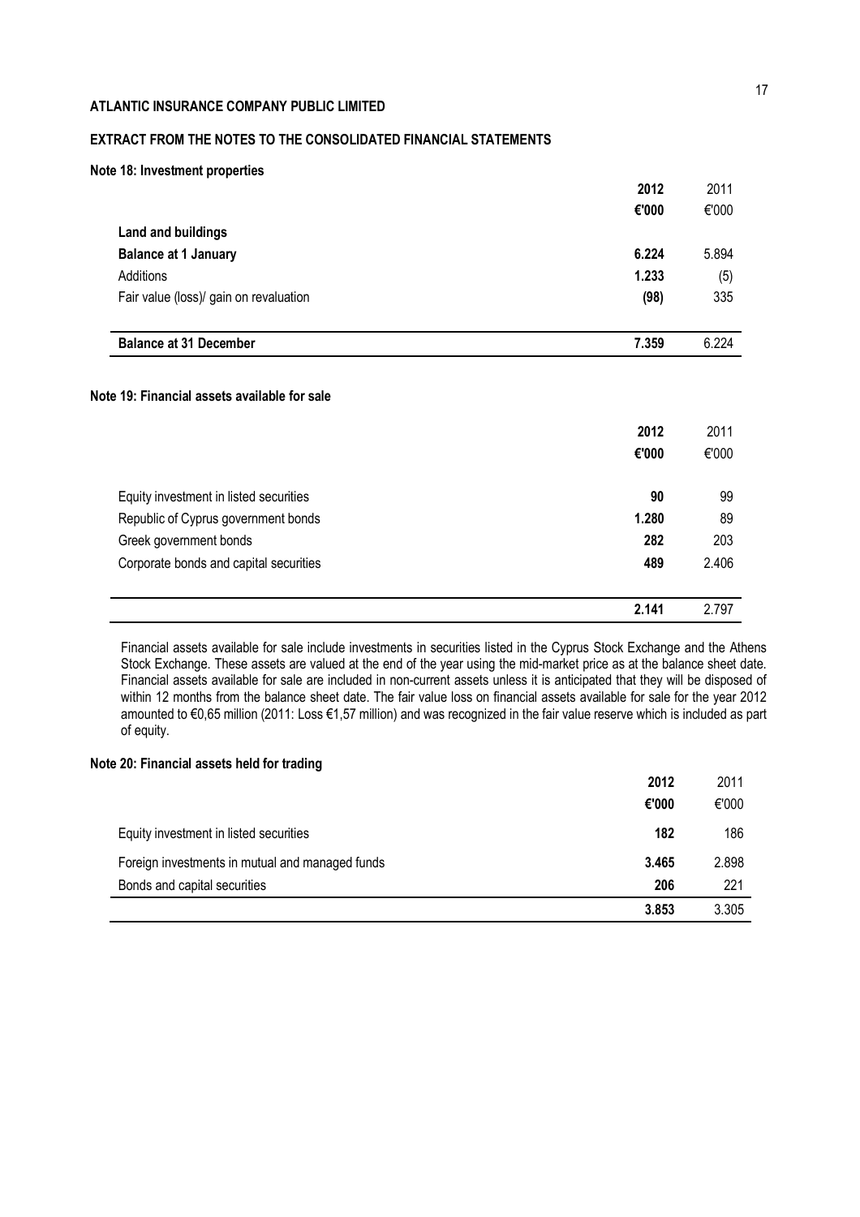**ATLANTIC INSURANCE COMPANY PUBLIC LIMITED**

**EXTRACT FROM THE NOTES TO THE CONSOLIDATED FINANCIAL STATEMENTS**

**Note 18: Investment properties**

| | **2012** | 2011 |
|---|---|---|
| | **€'000** | €'000 |
| **Land and buildings** | | |
| **Balance at 1 January** | **6.224** | 5.894 |
| Additions | **1.233** | (5) |
| Fair value (loss)/ gain on revaluation | **(98)** | 335 |
| **Balance at 31 December** | **7.359** | 6.224 |

**Note 19: Financial assets available for sale**

| | **2012** | 2011 |
|---|---|---|
| | **€'000** | €'000 |
| Equity investment in listed securities | **90** | 99 |
| Republic of Cyprus government bonds | **1.280** | 89 |
| Greek government bonds | **282** | 203 |
| Corporate bonds and capital securities | **489** | 2.406 |
| | **2.141** | 2.797 |

Financial assets available for sale include investments in securities listed in the Cyprus Stock Exchange and the Athens Stock Exchange. These assets are valued at the end of the year using the mid-market price as at the balance sheet date. Financial assets available for sale are included in non-current assets unless it is anticipated that they will be disposed of within 12 months from the balance sheet date. The fair value loss on financial assets available for sale for the year 2012 amounted to €0,65 million (2011: Loss €1,57 million) and was recognized in the fair value reserve which is included as part of equity.

**Note 20: Financial assets held for trading**

| | **2012** | 2011 |
|---|---|---|
| | **€'000** | €'000 |
| Equity investment in listed securities | **182** | 186 |
| Foreign investments in mutual and managed funds | **3.465** | 2.898 |
| Bonds and capital securities | **206** | 221 |
| | **3.853** | 3.305 |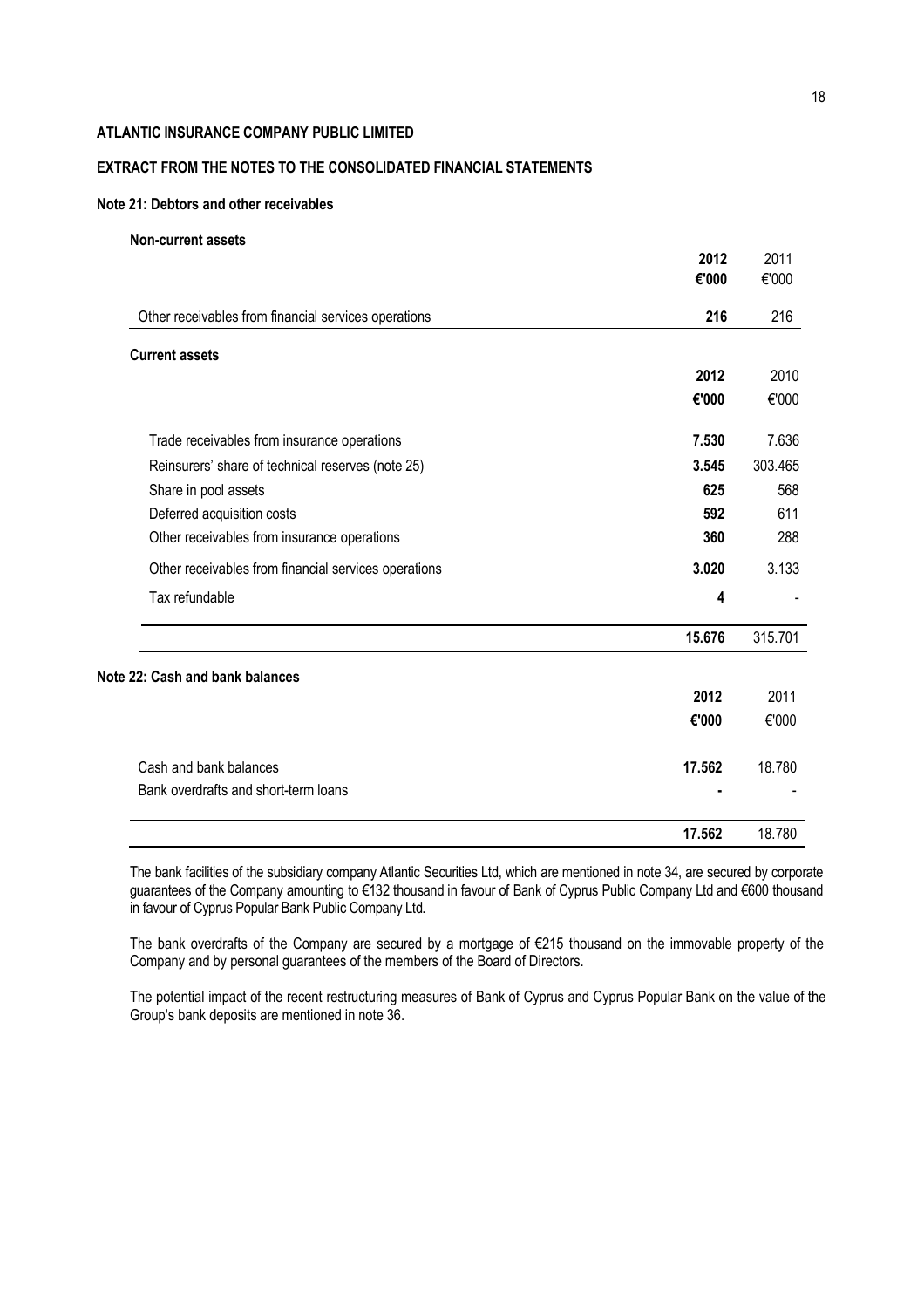**ATLANTIC INSURANCE COMPANY PUBLIC LIMITED**

**EXTRACT FROM THE NOTES TO THE CONSOLIDATED FINANCIAL STATEMENTS**

**Note 21: Debtors and other receivables**

**Non-current assets**

| | **2012** | 2011 |
|---|---|---|
| | **€'000** | €'000 |
| Other receivables from financial services operations | **216** | 216 |

**Current assets**

| | **2012** | 2010 |
|---|---|---|
| | **€'000** | €'000 |
| Trade receivables from insurance operations | **7.530** | 7.636 |
| Reinsurers' share of technical reserves (note 25) | **3.545** | 303.465 |
| Share in pool assets | **625** | 568 |
| Deferred acquisition costs | **592** | 611 |
| Other receivables from insurance operations | **360** | 288 |
| Other receivables from financial services operations | **3.020** | 3.133 |
| Tax refundable | **4** | - |
| | **15.676** | 315.701 |

**Note 22: Cash and bank balances**

| | **2012** | 2011 |
|---|---|---|
| | **€'000** | €'000 |
| Cash and bank balances | **17.562** | 18.780 |
| Bank overdrafts and short-term loans | **-** | - |
| | **17.562** | 18.780 |

The bank facilities of the subsidiary company Atlantic Securities Ltd, which are mentioned in note 34, are secured by corporate guarantees of the Company amounting to €132 thousand in favour of Bank of Cyprus Public Company Ltd and €600 thousand in favour of Cyprus Popular Bank Public Company Ltd.

The bank overdrafts of the Company are secured by a mortgage of €215 thousand on the immovable property of the Company and by personal guarantees of the members of the Board of Directors.

The potential impact of the recent restructuring measures of Bank of Cyprus and Cyprus Popular Bank on the value of the Group's bank deposits are mentioned in note 36.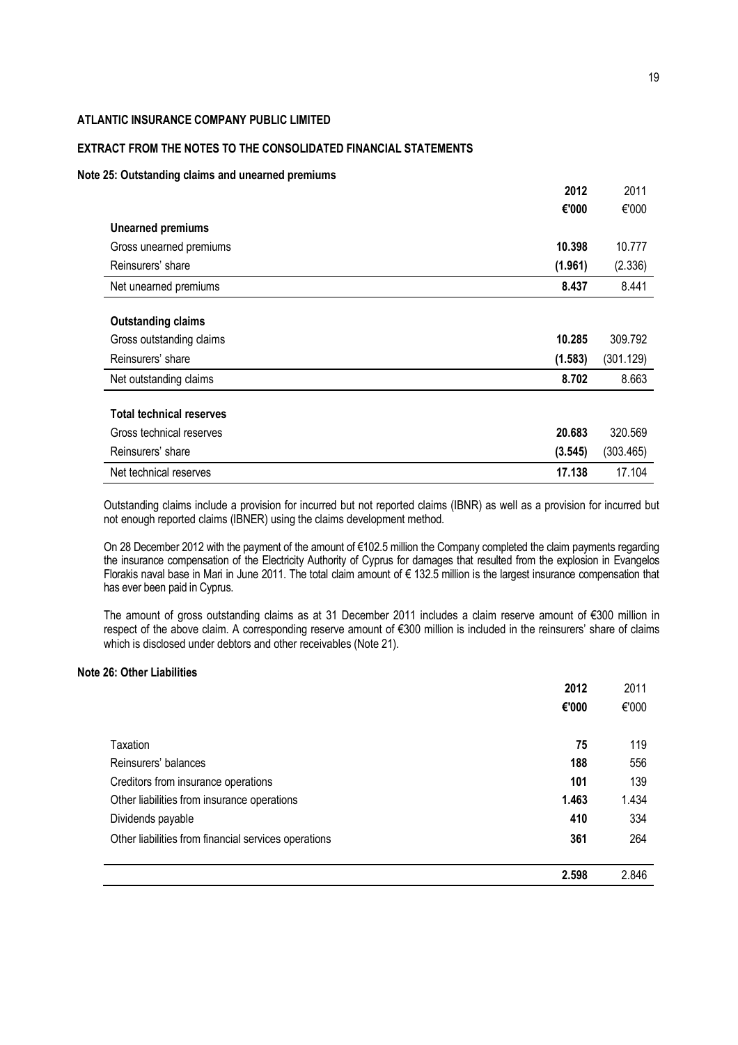**ATLANTIC INSURANCE COMPANY PUBLIC LIMITED**

**EXTRACT FROM THE NOTES TO THE CONSOLIDATED FINANCIAL STATEMENTS**

**Note 25: Outstanding claims and unearned premiums**

| | **2012** | 2011 |
|---|---|---|
| | **€'000** | €'000 |
| **Unearned premiums** | | |
| Gross unearned premiums | **10.398** | 10.777 |
| Reinsurers' share | **(1.961)** | (2.336) |
| Net unearned premiums | **8.437** | 8.441 |
| **Outstanding claims** | | |
| Gross outstanding claims | **10.285** | 309.792 |
| Reinsurers' share | **(1.583)** | (301.129) |
| Net outstanding claims | **8.702** | 8.663 |
| **Total technical reserves** | | |
| Gross technical reserves | **20.683** | 320.569 |
| Reinsurers' share | **(3.545)** | (303.465) |
| Net technical reserves | **17.138** | 17.104 |

Outstanding claims include a provision for incurred but not reported claims (IBNR) as well as a provision for incurred but not enough reported claims (IBNER) using the claims development method.

On 28 December 2012 with the payment of the amount of €102.5 million the Company completed the claim payments regarding the insurance compensation of the Electricity Authority of Cyprus for damages that resulted from the explosion in Evangelos Florakis naval base in Mari in June 2011. The total claim amount of € 132.5 million is the largest insurance compensation that has ever been paid in Cyprus.

The amount of gross outstanding claims as at 31 December 2011 includes a claim reserve amount of €300 million in respect of the above claim. A corresponding reserve amount of €300 million is included in the reinsurers' share of claims which is disclosed under debtors and other receivables (Note 21).

**Note 26: Other Liabilities**

| | **2012** | 2011 |
|---|---|---|
| | **€'000** | €'000 |
| Taxation | **75** | 119 |
| Reinsurers' balances | **188** | 556 |
| Creditors from insurance operations | **101** | 139 |
| Other liabilities from insurance operations | **1.463** | 1.434 |
| Dividends payable | **410** | 334 |
| Other liabilities from financial services operations | **361** | 264 |
| | **2.598** | 2.846 |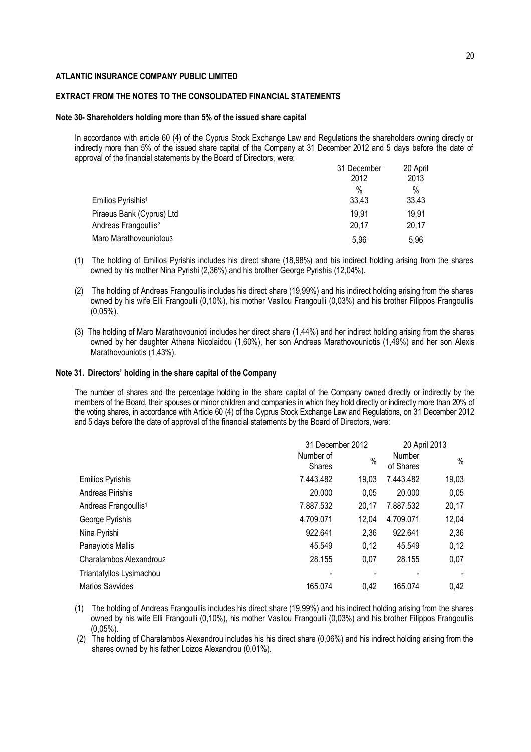**ATLANTIC INSURANCE COMPANY PUBLIC LIMITED**

**EXTRACT FROM THE NOTES TO THE CONSOLIDATED FINANCIAL STATEMENTS**

**Note 30- Shareholders holding more than 5% of the issued share capital**

In accordance with article 60 (4) of the Cyprus Stock Exchange Law and Regulations the shareholders owning directly or indirectly more than 5% of the issued share capital of the Company at 31 December 2012 and 5 days before the date of approval of the financial statements by the Board of Directors, were:

| | 31 December 2012 | 20 April 2013 |
|---|---|---|
| | % | % |
| Emilios Pyrisihis[1] | 33,43 | 33,43 |
| Piraeus Bank (Cyprus) Ltd | 19,91 | 19,91 |
| Andreas Frangoullis[2] | 20,17 | 20,17 |
| Maro Marathovouniotou[3] | 5,96 | 5,96 |

(1) The holding of Emilios Pyrishis includes his direct share (18,98%) and his indirect holding arising from the shares owned by his mother Nina Pyrishi (2,36%) and his brother George Pyrishis (12,04%).

(2) The holding of Andreas Frangoullis includes his direct share (19,99%) and his indirect holding arising from the shares owned by his wife Elli Frangoulli (0,10%), his mother Vasilou Frangoulli (0,03%) and his brother Filippos Frangoullis (0,05%).

(3) The holding of Maro Marathovounioti includes her direct share (1,44%) and her indirect holding arising from the shares owned by her daughter Athena Nicolaidou (1,60%), her son Andreas Marathovouniotis (1,49%) and her son Alexis Marathovouniotis (1,43%).

**Note 31. Directors' holding in the share capital of the Company**

The number of shares and the percentage holding in the share capital of the Company owned directly or indirectly by the members of the Board, their spouses or minor children and companies in which they hold directly or indirectly more than 20% of the voting shares, in accordance with Article 60 (4) of the Cyprus Stock Exchange Law and Regulations, on 31 December 2012 and 5 days before the date of approval of the financial statements by the Board of Directors, were:

| | 31 December 2012 | | 20 April 2013 | |
|---|---|---|---|---|
| | Number of Shares | % | Number of Shares | % |
| Emilios Pyrishis | 7.443.482 | 19,03 | 7.443.482 | 19,03 |
| Andreas Pirishis | 20.000 | 0,05 | 20.000 | 0,05 |
| Andreas Frangoullis[1] | 7.887.532 | 20,17 | 7.887.532 | 20,17 |
| George Pyrishis | 4.709.071 | 12,04 | 4.709.071 | 12,04 |
| Nina Pyrishi | 922.641 | 2,36 | 922.641 | 2,36 |
| Panayiotis Mallis | 45.549 | 0,12 | 45.549 | 0,12 |
| Charalambos Alexandrou[2] | 28.155 | 0,07 | 28.155 | 0,07 |
| Triantafyllos Lysimachou | - | - | - | - |
| Marios Savvides | 165.074 | 0,42 | 165.074 | 0,42 |

(1) The holding of Andreas Frangoullis includes his direct share (19,99%) and his indirect holding arising from the shares owned by his wife Elli Frangoulli (0,10%), his mother Vasilou Frangoulli (0,03%) and his brother Filippos Frangoullis (0,05%).

(2) The holding of Charalambos Alexandrou includes his his direct share (0,06%) and his indirect holding arising from the shares owned by his father Loizos Alexandrou (0,01%).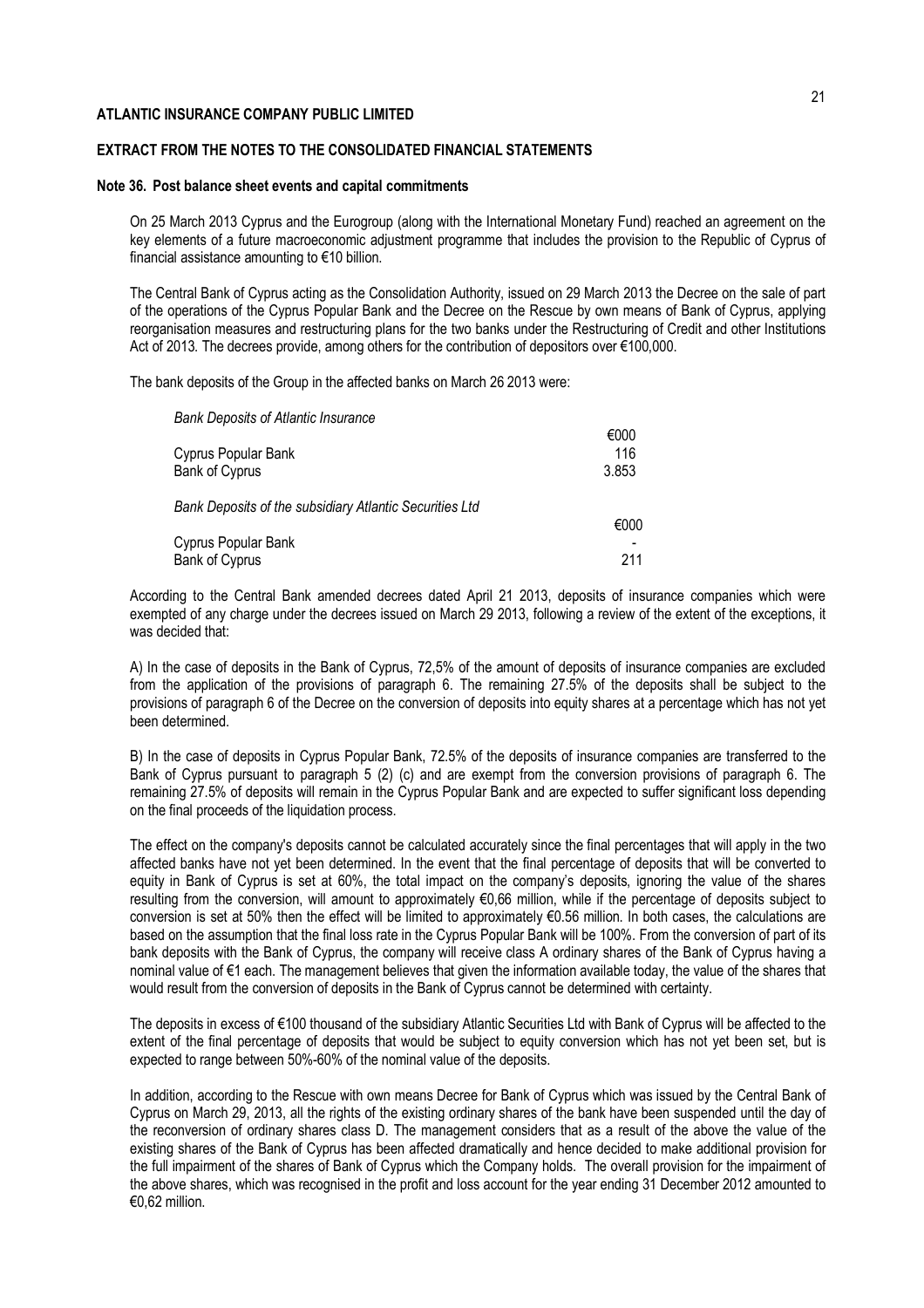**ATLANTIC INSURANCE COMPANY PUBLIC LIMITED**

**EXTRACT FROM THE NOTES TO THE CONSOLIDATED FINANCIAL STATEMENTS**

**Note 36. Post balance sheet events and capital commitments**

On 25 March 2013 Cyprus and the Eurogroup (along with the International Monetary Fund) reached an agreement on the key elements of a future macroeconomic adjustment programme that includes the provision to the Republic of Cyprus of financial assistance amounting to €10 billion.

The Central Bank of Cyprus acting as the Consolidation Authority, issued on 29 March 2013 the Decree on the sale of part of the operations of the Cyprus Popular Bank and the Decree on the Rescue by own means of Bank of Cyprus, applying reorganisation measures and restructuring plans for the two banks under the Restructuring of Credit and other Institutions Act of 2013. The decrees provide, among others for the contribution of depositors over €100,000.

The bank deposits of the Group in the affected banks on March 26 2013 were:

| *Bank Deposits of Atlantic Insurance* | |
|---|---|
| | €000 |
| Cyprus Popular Bank | 116 |
| Bank of Cyprus | 3.853 |

| *Bank Deposits of the subsidiary Atlantic Securities Ltd* | |
|---|---|
| | €000 |
| Cyprus Popular Bank | - |
| Bank of Cyprus | 211 |

According to the Central Bank amended decrees dated April 21 2013, deposits of insurance companies which were exempted of any charge under the decrees issued on March 29 2013, following a review of the extent of the exceptions, it was decided that:

A) In the case of deposits in the Bank of Cyprus, 72,5% of the amount of deposits of insurance companies are excluded from the application of the provisions of paragraph 6. The remaining 27.5% of the deposits shall be subject to the provisions of paragraph 6 of the Decree on the conversion of deposits into equity shares at a percentage which has not yet been determined.

B) In the case of deposits in Cyprus Popular Bank, 72.5% of the deposits of insurance companies are transferred to the Bank of Cyprus pursuant to paragraph 5 (2) (c) and are exempt from the conversion provisions of paragraph 6. The remaining 27.5% of deposits will remain in the Cyprus Popular Bank and are expected to suffer significant loss depending on the final proceeds of the liquidation process.

The effect on the company's deposits cannot be calculated accurately since the final percentages that will apply in the two affected banks have not yet been determined. In the event that the final percentage of deposits that will be converted to equity in Bank of Cyprus is set at 60%, the total impact on the company's deposits, ignoring the value of the shares resulting from the conversion, will amount to approximately €0,66 million, while if the percentage of deposits subject to conversion is set at 50% then the effect will be limited to approximately €0.56 million. In both cases, the calculations are based on the assumption that the final loss rate in the Cyprus Popular Bank will be 100%. From the conversion of part of its bank deposits with the Bank of Cyprus, the company will receive class A ordinary shares of the Bank of Cyprus having a nominal value of €1 each. The management believes that given the information available today, the value of the shares that would result from the conversion of deposits in the Bank of Cyprus cannot be determined with certainty.

The deposits in excess of €100 thousand of the subsidiary Atlantic Securities Ltd with Bank of Cyprus will be affected to the extent of the final percentage of deposits that would be subject to equity conversion which has not yet been set, but is expected to range between 50%-60% of the nominal value of the deposits.

In addition, according to the Rescue with own means Decree for Bank of Cyprus which was issued by the Central Bank of Cyprus on March 29, 2013, all the rights of the existing ordinary shares of the bank have been suspended until the day of the reconversion of ordinary shares class D. The management considers that as a result of the above the value of the existing shares of the Bank of Cyprus has been affected dramatically and hence decided to make additional provision for the full impairment of the shares of Bank of Cyprus which the Company holds. The overall provision for the impairment of the above shares, which was recognised in the profit and loss account for the year ending 31 December 2012 amounted to €0,62 million.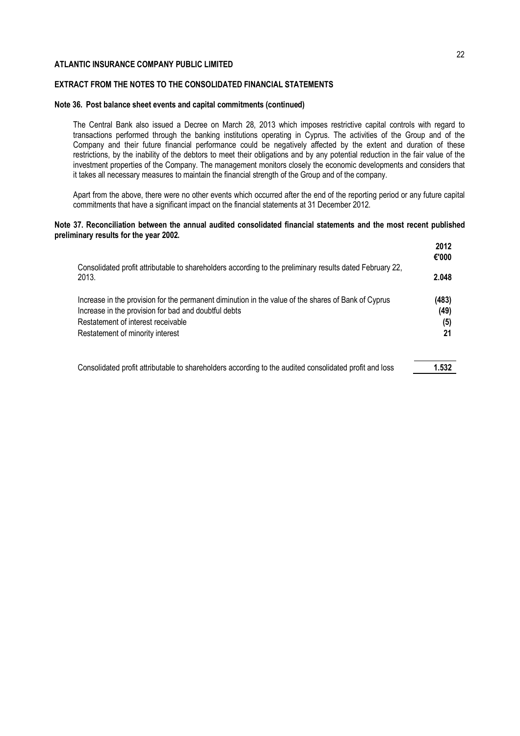**ATLANTIC INSURANCE COMPANY PUBLIC LIMITED**

**EXTRACT FROM THE NOTES TO THE CONSOLIDATED FINANCIAL STATEMENTS**

**Note 36. Post balance sheet events and capital commitments (continued)**

The Central Bank also issued a Decree on March 28, 2013 which imposes restrictive capital controls with regard to transactions performed through the banking institutions operating in Cyprus. The activities of the Group and of the Company and their future financial performance could be negatively affected by the extent and duration of these restrictions, by the inability of the debtors to meet their obligations and by any potential reduction in the fair value of the investment properties of the Company. The management monitors closely the economic developments and considers that it takes all necessary measures to maintain the financial strength of the Group and of the company.

Apart from the above, there were no other events which occurred after the end of the reporting period or any future capital commitments that have a significant impact on the financial statements at 31 December 2012.

**Note 37. Reconciliation between the annual audited consolidated financial statements and the most recent published preliminary results for the year 2002.**

| | **2012** |
|---|---|
| | **€'000** |
| Consolidated profit attributable to shareholders according to the preliminary results dated February 22, 2013. | **2.048** |
| Increase in the provision for the permanent diminution in the value of the shares of Bank of Cyprus | **(483)** |
| Increase in the provision for bad and doubtful debts | **(49)** |
| Restatement of interest receivable | **(5)** |
| Restatement of minority interest | **21** |
| Consolidated profit attributable to shareholders according to the audited consolidated profit and loss | **1.532** |